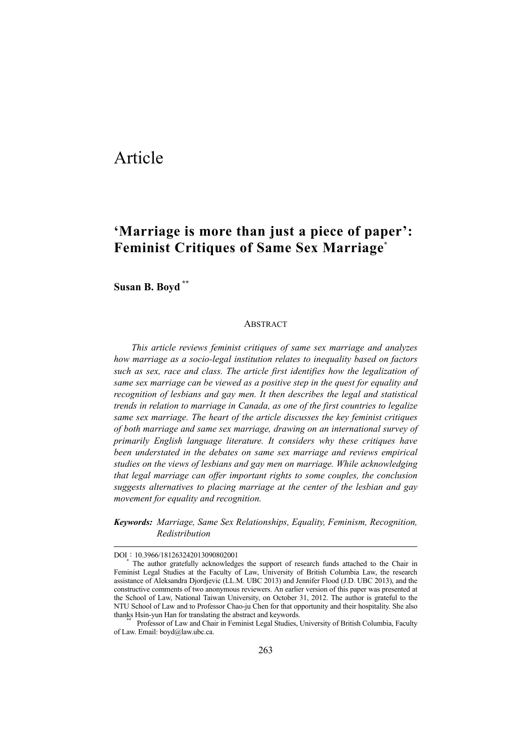# Article

## 'Marriage is more than just a piece of paper': Feminist Critiques of Same Sex Marriage[*]

**Susan B. Boyd** [**]

### ABSTRACT

*This article reviews feminist critiques of same sex marriage and analyzes how marriage as a socio-legal institution relates to inequality based on factors such as sex, race and class. The article first identifies how the legalization of same sex marriage can be viewed as a positive step in the quest for equality and recognition of lesbians and gay men. It then describes the legal and statistical trends in relation to marriage in Canada, as one of the first countries to legalize same sex marriage. The heart of the article discusses the key feminist critiques of both marriage and same sex marriage, drawing on an international survey of primarily English language literature. It considers why these critiques have been understated in the debates on same sex marriage and reviews empirical studies on the views of lesbians and gay men on marriage. While acknowledging that legal marriage can offer important rights to some couples, the conclusion suggests alternatives to placing marriage at the center of the lesbian and gay movement for equality and recognition.*

***Keywords:*** *Marriage, Same Sex Relationships, Equality, Feminism, Recognition, Redistribution*

---

DOI：10.3966/181263242013090802001

[*] The author gratefully acknowledges the support of research funds attached to the Chair in Feminist Legal Studies at the Faculty of Law, University of British Columbia Law, the research assistance of Aleksandra Djordjevic (LL.M. UBC 2013) and Jennifer Flood (J.D. UBC 2013), and the constructive comments of two anonymous reviewers. An earlier version of this paper was presented at the School of Law, National Taiwan University, on October 31, 2012. The author is grateful to the NTU School of Law and to Professor Chao-ju Chen for that opportunity and their hospitality. She also thanks Hsin-yun Han for translating the abstract and keywords.

[**] Professor of Law and Chair in Feminist Legal Studies, University of British Columbia, Faculty of Law. Email: boyd@law.ubc.ca.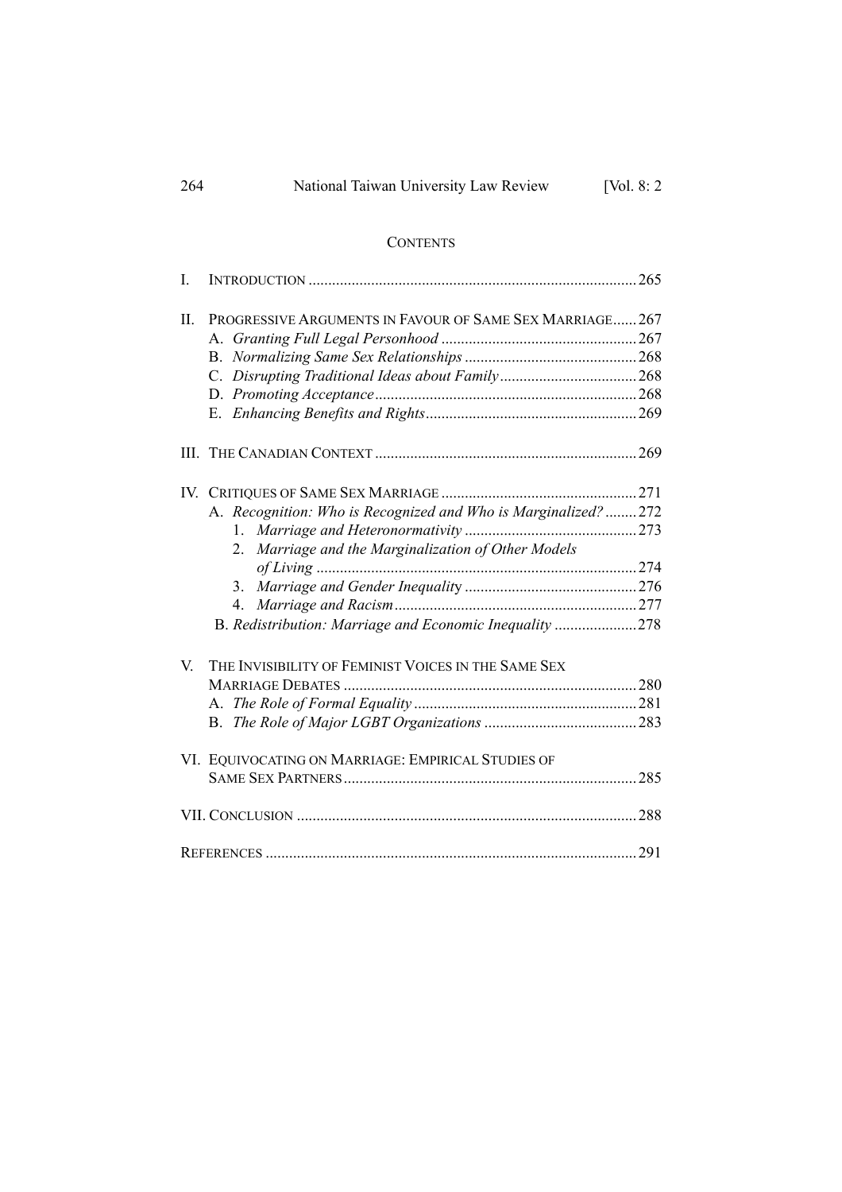## CONTENTS

I. INTRODUCTION ... 265

II. PROGRESSIVE ARGUMENTS IN FAVOUR OF SAME SEX MARRIAGE ... 267
- A. *Granting Full Legal Personhood* ... 267
- B. *Normalizing Same Sex Relationships* ... 268
- C. *Disrupting Traditional Ideas about Family* ... 268
- D. *Promoting Acceptance* ... 268
- E. *Enhancing Benefits and Rights* ... 269

III. THE CANADIAN CONTEXT ... 269

IV. CRITIQUES OF SAME SEX MARRIAGE ... 271
- A. *Recognition: Who is Recognized and Who is Marginalized?* ... 272
  1. *Marriage and Heteronormativity* ... 273
  2. *Marriage and the Marginalization of Other Models of Living* ... 274
  3. *Marriage and Gender Inequality* ... 276
  4. *Marriage and Racism* ... 277
- B. *Redistribution: Marriage and Economic Inequality* ... 278

V. THE INVISIBILITY OF FEMINIST VOICES IN THE SAME SEX MARRIAGE DEBATES ... 280
- A. *The Role of Formal Equality* ... 281
- B. *The Role of Major LGBT Organizations* ... 283

VI. EQUIVOCATING ON MARRIAGE: EMPIRICAL STUDIES OF SAME SEX PARTNERS ... 285

VII. CONCLUSION ... 288

REFERENCES ... 291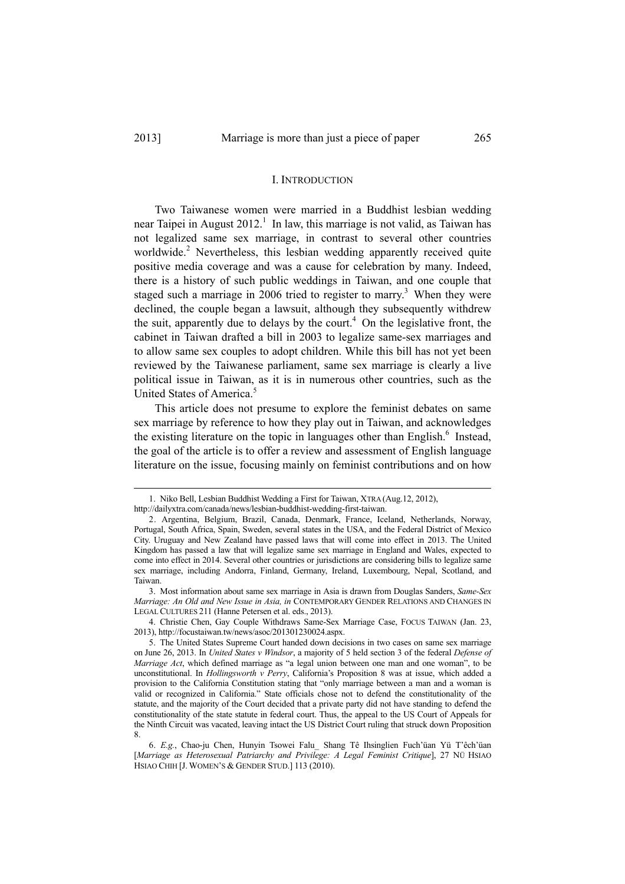## I. INTRODUCTION

Two Taiwanese women were married in a Buddhist lesbian wedding near Taipei in August 2012.[1] In law, this marriage is not valid, as Taiwan has not legalized same sex marriage, in contrast to several other countries worldwide.[2] Nevertheless, this lesbian wedding apparently received quite positive media coverage and was a cause for celebration by many. Indeed, there is a history of such public weddings in Taiwan, and one couple that staged such a marriage in 2006 tried to register to marry.[3] When they were declined, the couple began a lawsuit, although they subsequently withdrew the suit, apparently due to delays by the court.[4] On the legislative front, the cabinet in Taiwan drafted a bill in 2003 to legalize same-sex marriages and to allow same sex couples to adopt children. While this bill has not yet been reviewed by the Taiwanese parliament, same sex marriage is clearly a live political issue in Taiwan, as it is in numerous other countries, such as the United States of America.[5]

This article does not presume to explore the feminist debates on same sex marriage by reference to how they play out in Taiwan, and acknowledges the existing literature on the topic in languages other than English.[6] Instead, the goal of the article is to offer a review and assessment of English language literature on the issue, focusing mainly on feminist contributions and on how

---

1. Niko Bell, Lesbian Buddhist Wedding a First for Taiwan, XTRA (Aug.12, 2012), http://dailyxtra.com/canada/news/lesbian-buddhist-wedding-first-taiwan.

2. Argentina, Belgium, Brazil, Canada, Denmark, France, Iceland, Netherlands, Norway, Portugal, South Africa, Spain, Sweden, several states in the USA, and the Federal District of Mexico City. Uruguay and New Zealand have passed laws that will come into effect in 2013. The United Kingdom has passed a law that will legalize same sex marriage in England and Wales, expected to come into effect in 2014. Several other countries or jurisdictions are considering bills to legalize same sex marriage, including Andorra, Finland, Germany, Ireland, Luxembourg, Nepal, Scotland, and Taiwan.

3. Most information about same sex marriage in Asia is drawn from Douglas Sanders, *Same-Sex Marriage: An Old and New Issue in Asia, in* CONTEMPORARY GENDER RELATIONS AND CHANGES IN LEGAL CULTURES 211 (Hanne Petersen et al. eds., 2013).

4. Christie Chen, Gay Couple Withdraws Same-Sex Marriage Case, FOCUS TAIWAN (Jan. 23, 2013), http://focustaiwan.tw/news/asoc/201301230024.aspx.

5. The United States Supreme Court handed down decisions in two cases on same sex marriage on June 26, 2013. In *United States v Windsor*, a majority of 5 held section 3 of the federal *Defense of Marriage Act*, which defined marriage as "a legal union between one man and one woman", to be unconstitutional. In *Hollingsworth v Perry*, California's Proposition 8 was at issue, which added a provision to the California Constitution stating that "only marriage between a man and a woman is valid or recognized in California." State officials chose not to defend the constitutionality of the statute, and the majority of the Court decided that a private party did not have standing to defend the constitutionality of the state statute in federal court. Thus, the appeal to the US Court of Appeals for the Ninth Circuit was vacated, leaving intact the US District Court ruling that struck down Proposition 8.

6. *E.g.*, Chao-ju Chen, Hunyin Tsowei Falu_ Shang Tê Ihsinglien Fuch'üan Yü T'êch'üan [*Marriage as Heterosexual Patriarchy and Privilege: A Legal Feminist Critique*], 27 NÜ HSIAO HSIAO CHIH [J. WOMEN'S & GENDER STUD.] 113 (2010).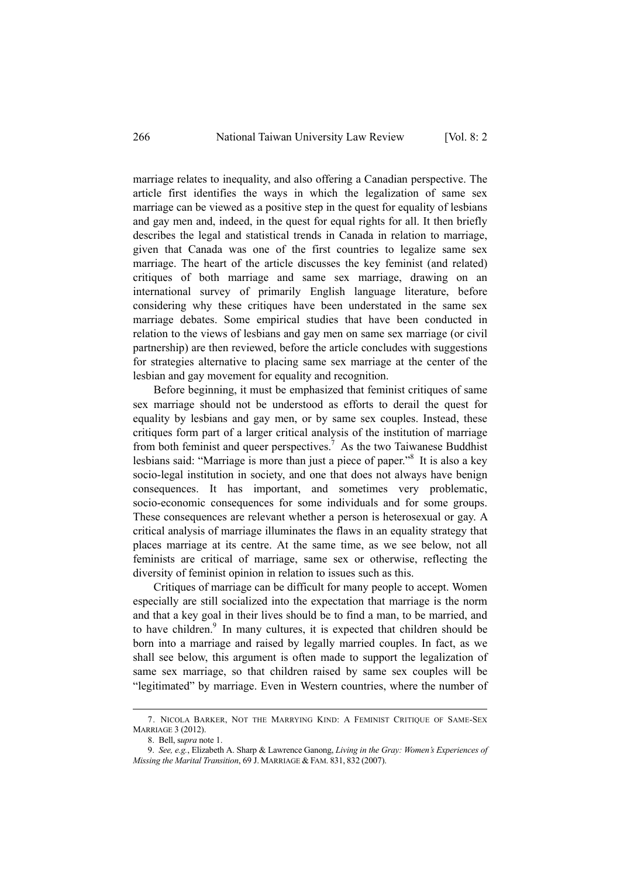marriage relates to inequality, and also offering a Canadian perspective. The article first identifies the ways in which the legalization of same sex marriage can be viewed as a positive step in the quest for equality of lesbians and gay men and, indeed, in the quest for equal rights for all. It then briefly describes the legal and statistical trends in Canada in relation to marriage, given that Canada was one of the first countries to legalize same sex marriage. The heart of the article discusses the key feminist (and related) critiques of both marriage and same sex marriage, drawing on an international survey of primarily English language literature, before considering why these critiques have been understated in the same sex marriage debates. Some empirical studies that have been conducted in relation to the views of lesbians and gay men on same sex marriage (or civil partnership) are then reviewed, before the article concludes with suggestions for strategies alternative to placing same sex marriage at the center of the lesbian and gay movement for equality and recognition.

Before beginning, it must be emphasized that feminist critiques of same sex marriage should not be understood as efforts to derail the quest for equality by lesbians and gay men, or by same sex couples. Instead, these critiques form part of a larger critical analysis of the institution of marriage from both feminist and queer perspectives.[7] As the two Taiwanese Buddhist lesbians said: "Marriage is more than just a piece of paper."[8] It is also a key socio-legal institution in society, and one that does not always have benign consequences. It has important, and sometimes very problematic, socio-economic consequences for some individuals and for some groups. These consequences are relevant whether a person is heterosexual or gay. A critical analysis of marriage illuminates the flaws in an equality strategy that places marriage at its centre. At the same time, as we see below, not all feminists are critical of marriage, same sex or otherwise, reflecting the diversity of feminist opinion in relation to issues such as this.

Critiques of marriage can be difficult for many people to accept. Women especially are still socialized into the expectation that marriage is the norm and that a key goal in their lives should be to find a man, to be married, and to have children.[9] In many cultures, it is expected that children should be born into a marriage and raised by legally married couples. In fact, as we shall see below, this argument is often made to support the legalization of same sex marriage, so that children raised by same sex couples will be "legitimated" by marriage. Even in Western countries, where the number of

---

7. NICOLA BARKER, NOT THE MARRYING KIND: A FEMINIST CRITIQUE OF SAME-SEX MARRIAGE 3 (2012).

8. Bell, *supra* note 1.

9. *See, e.g.*, Elizabeth A. Sharp & Lawrence Ganong, *Living in the Gray: Women's Experiences of Missing the Marital Transition*, 69 J. MARRIAGE & FAM. 831, 832 (2007).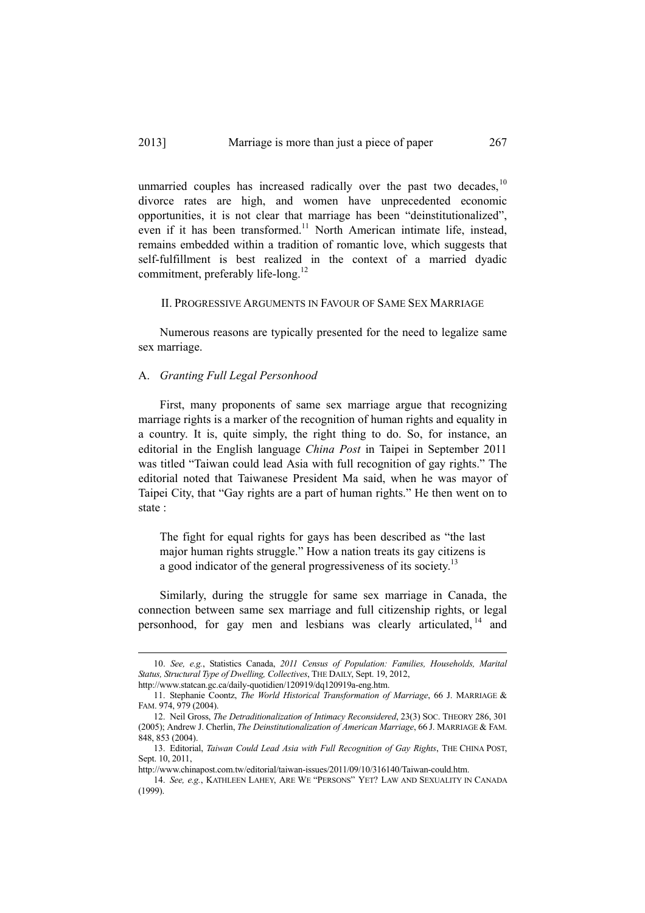unmarried couples has increased radically over the past two decades,[10] divorce rates are high, and women have unprecedented economic opportunities, it is not clear that marriage has been "deinstitutionalized", even if it has been transformed.[11] North American intimate life, instead, remains embedded within a tradition of romantic love, which suggests that self-fulfillment is best realized in the context of a married dyadic commitment, preferably life-long.[12]

## II. Progressive Arguments in Favour of Same Sex Marriage

Numerous reasons are typically presented for the need to legalize same sex marriage.

### A. *Granting Full Legal Personhood*

First, many proponents of same sex marriage argue that recognizing marriage rights is a marker of the recognition of human rights and equality in a country. It is, quite simply, the right thing to do. So, for instance, an editorial in the English language *China Post* in Taipei in September 2011 was titled "Taiwan could lead Asia with full recognition of gay rights." The editorial noted that Taiwanese President Ma said, when he was mayor of Taipei City, that "Gay rights are a part of human rights." He then went on to state :

> The fight for equal rights for gays has been described as "the last major human rights struggle." How a nation treats its gay citizens is a good indicator of the general progressiveness of its society.[13]

Similarly, during the struggle for same sex marriage in Canada, the connection between same sex marriage and full citizenship rights, or legal personhood, for gay men and lesbians was clearly articulated,[14] and

---

10. *See, e.g.*, Statistics Canada, *2011 Census of Population: Families, Households, Marital Status, Structural Type of Dwelling, Collectives*, THE DAILY, Sept. 19, 2012, http://www.statcan.gc.ca/daily-quotidien/120919/dq120919a-eng.htm.

11. Stephanie Coontz, *The World Historical Transformation of Marriage*, 66 J. MARRIAGE & FAM. 974, 979 (2004).

12. Neil Gross, *The Detraditionalization of Intimacy Reconsidered*, 23(3) SOC. THEORY 286, 301 (2005); Andrew J. Cherlin, *The Deinstitutionalization of American Marriage*, 66 J. MARRIAGE & FAM. 848, 853 (2004).

13. Editorial, *Taiwan Could Lead Asia with Full Recognition of Gay Rights*, THE CHINA POST, Sept. 10, 2011, http://www.chinapost.com.tw/editorial/taiwan-issues/2011/09/10/316140/Taiwan-could.htm.

14. *See, e.g.*, KATHLEEN LAHEY, ARE WE "PERSONS" YET? LAW AND SEXUALITY IN CANADA (1999).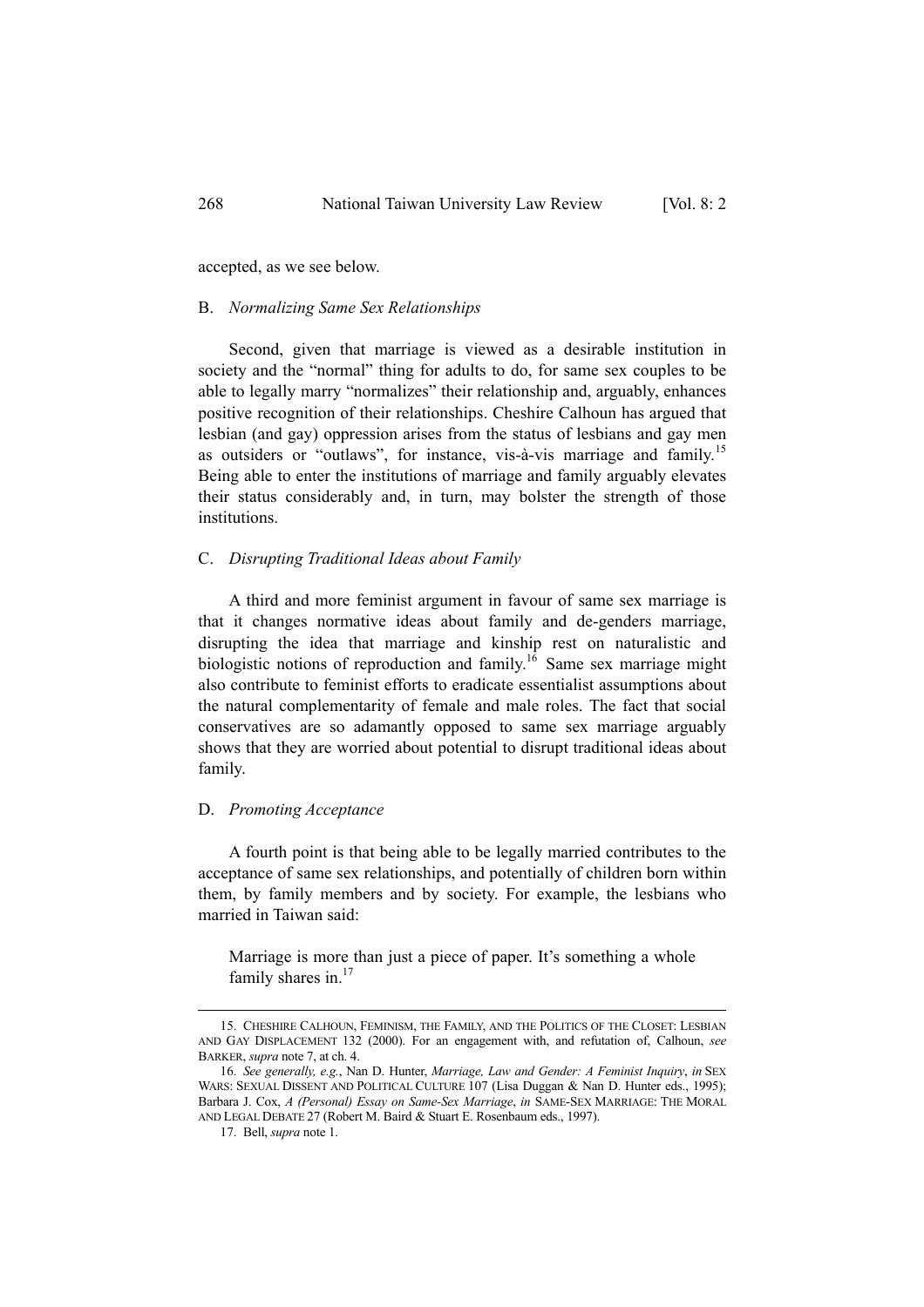accepted, as we see below.

### B. *Normalizing Same Sex Relationships*

Second, given that marriage is viewed as a desirable institution in society and the "normal" thing for adults to do, for same sex couples to be able to legally marry "normalizes" their relationship and, arguably, enhances positive recognition of their relationships. Cheshire Calhoun has argued that lesbian (and gay) oppression arises from the status of lesbians and gay men as outsiders or "outlaws", for instance, vis-à-vis marriage and family.[15] Being able to enter the institutions of marriage and family arguably elevates their status considerably and, in turn, may bolster the strength of those institutions.

### C. *Disrupting Traditional Ideas about Family*

A third and more feminist argument in favour of same sex marriage is that it changes normative ideas about family and de-genders marriage, disrupting the idea that marriage and kinship rest on naturalistic and biologistic notions of reproduction and family.[16] Same sex marriage might also contribute to feminist efforts to eradicate essentialist assumptions about the natural complementarity of female and male roles. The fact that social conservatives are so adamantly opposed to same sex marriage arguably shows that they are worried about potential to disrupt traditional ideas about family.

### D. *Promoting Acceptance*

A fourth point is that being able to be legally married contributes to the acceptance of same sex relationships, and potentially of children born within them, by family members and by society. For example, the lesbians who married in Taiwan said:

> Marriage is more than just a piece of paper. It's something a whole family shares in.[17]

---

15. CHESHIRE CALHOUN, FEMINISM, THE FAMILY, AND THE POLITICS OF THE CLOSET: LESBIAN AND GAY DISPLACEMENT 132 (2000). For an engagement with, and refutation of, Calhoun, *see* BARKER, *supra* note 7, at ch. 4.

16. *See generally, e.g.*, Nan D. Hunter, *Marriage, Law and Gender: A Feminist Inquiry*, *in* SEX WARS: SEXUAL DISSENT AND POLITICAL CULTURE 107 (Lisa Duggan & Nan D. Hunter eds., 1995); Barbara J. Cox, *A (Personal) Essay on Same-Sex Marriage*, *in* SAME-SEX MARRIAGE: THE MORAL AND LEGAL DEBATE 27 (Robert M. Baird & Stuart E. Rosenbaum eds., 1997).

17. Bell, *supra* note 1.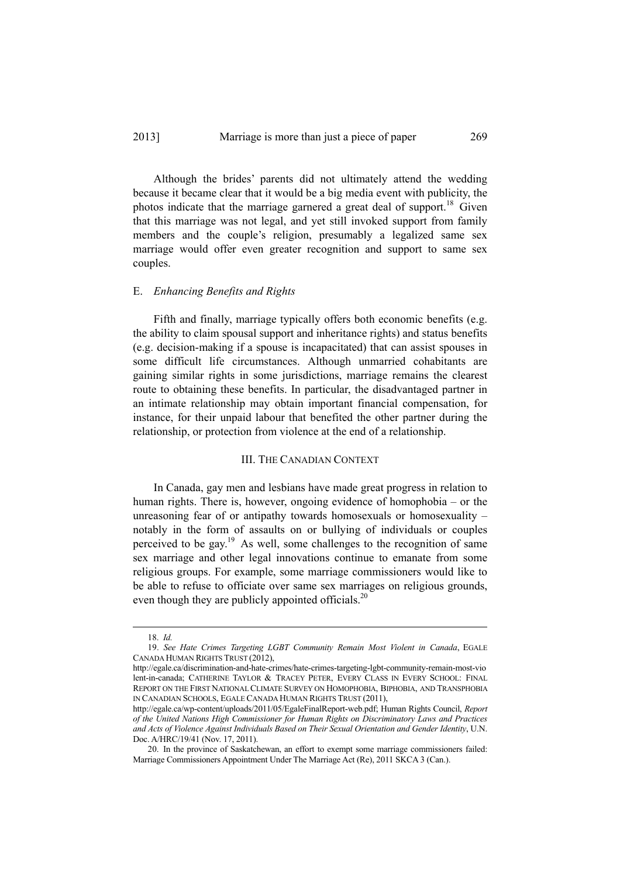Although the brides' parents did not ultimately attend the wedding because it became clear that it would be a big media event with publicity, the photos indicate that the marriage garnered a great deal of support.[18] Given that this marriage was not legal, and yet still invoked support from family members and the couple's religion, presumably a legalized same sex marriage would offer even greater recognition and support to same sex couples.

### E. *Enhancing Benefits and Rights*

Fifth and finally, marriage typically offers both economic benefits (e.g. the ability to claim spousal support and inheritance rights) and status benefits (e.g. decision-making if a spouse is incapacitated) that can assist spouses in some difficult life circumstances. Although unmarried cohabitants are gaining similar rights in some jurisdictions, marriage remains the clearest route to obtaining these benefits. In particular, the disadvantaged partner in an intimate relationship may obtain important financial compensation, for instance, for their unpaid labour that benefited the other partner during the relationship, or protection from violence at the end of a relationship.

## III. THE CANADIAN CONTEXT

In Canada, gay men and lesbians have made great progress in relation to human rights. There is, however, ongoing evidence of homophobia – or the unreasoning fear of or antipathy towards homosexuals or homosexuality – notably in the form of assaults on or bullying of individuals or couples perceived to be gay.[19] As well, some challenges to the recognition of same sex marriage and other legal innovations continue to emanate from some religious groups. For example, some marriage commissioners would like to be able to refuse to officiate over same sex marriages on religious grounds, even though they are publicly appointed officials.[20]

---

18. *Id.*

19. *See Hate Crimes Targeting LGBT Community Remain Most Violent in Canada*, EGALE CANADA HUMAN RIGHTS TRUST (2012), http://egale.ca/discrimination-and-hate-crimes/hate-crimes-targeting-lgbt-community-remain-most-violent-in-canada; CATHERINE TAYLOR & TRACEY PETER, EVERY CLASS IN EVERY SCHOOL: FINAL REPORT ON THE FIRST NATIONAL CLIMATE SURVEY ON HOMOPHOBIA, BIPHOBIA, AND TRANSPHOBIA IN CANADIAN SCHOOLS, EGALE CANADA HUMAN RIGHTS TRUST (2011), http://egale.ca/wp-content/uploads/2011/05/EgaleFinalReport-web.pdf; Human Rights Council, *Report of the United Nations High Commissioner for Human Rights on Discriminatory Laws and Practices and Acts of Violence Against Individuals Based on Their Sexual Orientation and Gender Identity*, U.N. Doc. A/HRC/19/41 (Nov. 17, 2011).

20. In the province of Saskatchewan, an effort to exempt some marriage commissioners failed: Marriage Commissioners Appointment Under The Marriage Act (Re), 2011 SKCA 3 (Can.).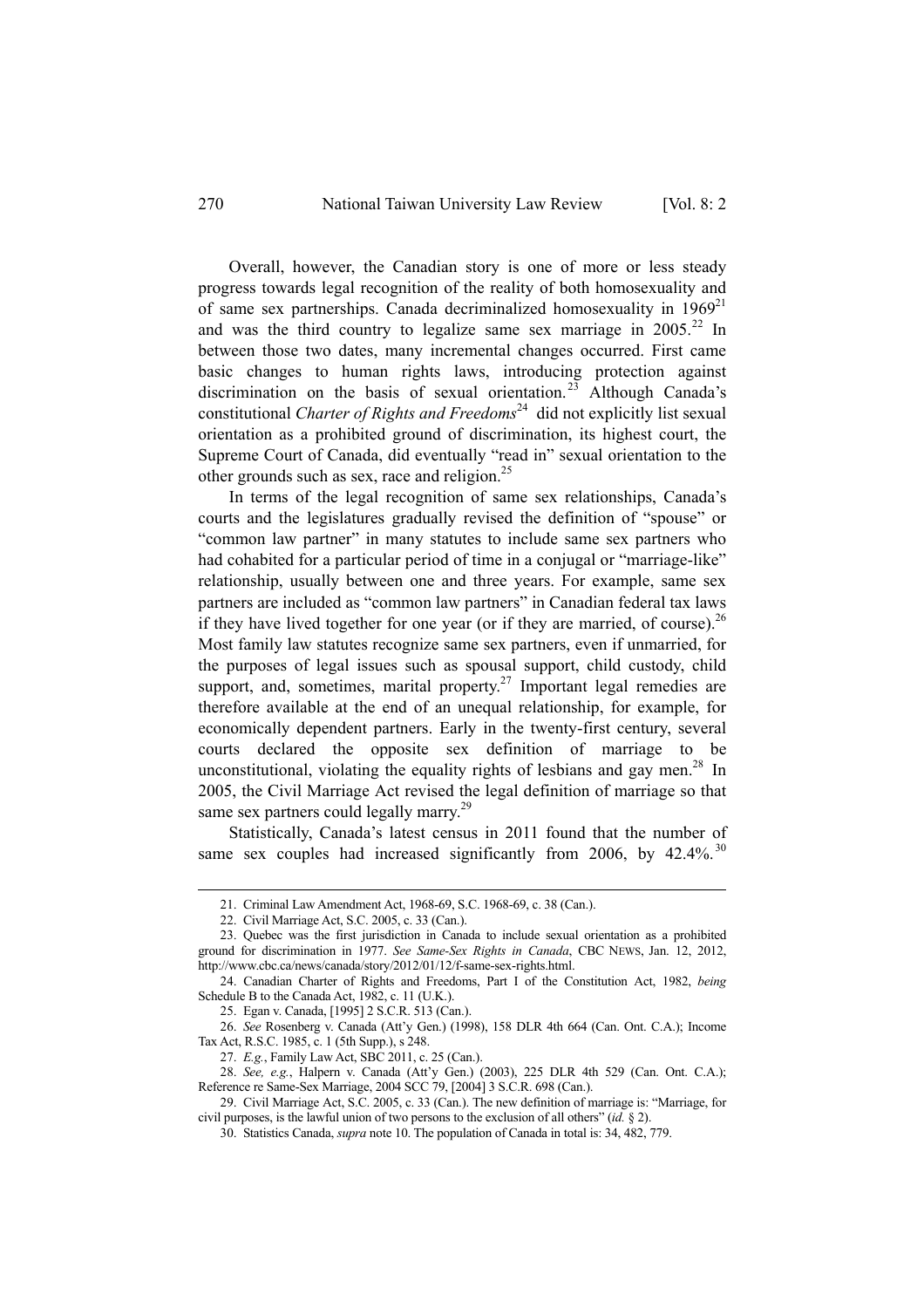Overall, however, the Canadian story is one of more or less steady progress towards legal recognition of the reality of both homosexuality and of same sex partnerships. Canada decriminalized homosexuality in 1969[21] and was the third country to legalize same sex marriage in 2005.[22] In between those two dates, many incremental changes occurred. First came basic changes to human rights laws, introducing protection against discrimination on the basis of sexual orientation.[23] Although Canada's constitutional *Charter of Rights and Freedoms*[24] did not explicitly list sexual orientation as a prohibited ground of discrimination, its highest court, the Supreme Court of Canada, did eventually "read in" sexual orientation to the other grounds such as sex, race and religion.[25]

In terms of the legal recognition of same sex relationships, Canada's courts and the legislatures gradually revised the definition of "spouse" or "common law partner" in many statutes to include same sex partners who had cohabited for a particular period of time in a conjugal or "marriage-like" relationship, usually between one and three years. For example, same sex partners are included as "common law partners" in Canadian federal tax laws if they have lived together for one year (or if they are married, of course).[26] Most family law statutes recognize same sex partners, even if unmarried, for the purposes of legal issues such as spousal support, child custody, child support, and, sometimes, marital property.[27] Important legal remedies are therefore available at the end of an unequal relationship, for example, for economically dependent partners. Early in the twenty-first century, several courts declared the opposite sex definition of marriage to be unconstitutional, violating the equality rights of lesbians and gay men.[28] In 2005, the Civil Marriage Act revised the legal definition of marriage so that same sex partners could legally marry.[29]

Statistically, Canada's latest census in 2011 found that the number of same sex couples had increased significantly from 2006, by 42.4%.[30]

---

21. Criminal Law Amendment Act, 1968-69, S.C. 1968-69, c. 38 (Can.).

22. Civil Marriage Act, S.C. 2005, c. 33 (Can.).

23. Quebec was the first jurisdiction in Canada to include sexual orientation as a prohibited ground for discrimination in 1977. *See Same-Sex Rights in Canada*, CBC NEWS, Jan. 12, 2012, http://www.cbc.ca/news/canada/story/2012/01/12/f-same-sex-rights.html.

24. Canadian Charter of Rights and Freedoms, Part I of the Constitution Act, 1982, *being* Schedule B to the Canada Act, 1982, c. 11 (U.K.).

25. Egan v. Canada, [1995] 2 S.C.R. 513 (Can.).

26. *See* Rosenberg v. Canada (Att'y Gen.) (1998), 158 DLR 4th 664 (Can. Ont. C.A.); Income Tax Act, R.S.C. 1985, c. 1 (5th Supp.), s 248.

27. *E.g.*, Family Law Act, SBC 2011, c. 25 (Can.).

28. *See, e.g.*, Halpern v. Canada (Att'y Gen.) (2003), 225 DLR 4th 529 (Can. Ont. C.A.); Reference re Same-Sex Marriage, 2004 SCC 79, [2004] 3 S.C.R. 698 (Can.).

29. Civil Marriage Act, S.C. 2005, c. 33 (Can.). The new definition of marriage is: "Marriage, for civil purposes, is the lawful union of two persons to the exclusion of all others" (*id.* § 2).

30. Statistics Canada, *supra* note 10. The population of Canada in total is: 34, 482, 779.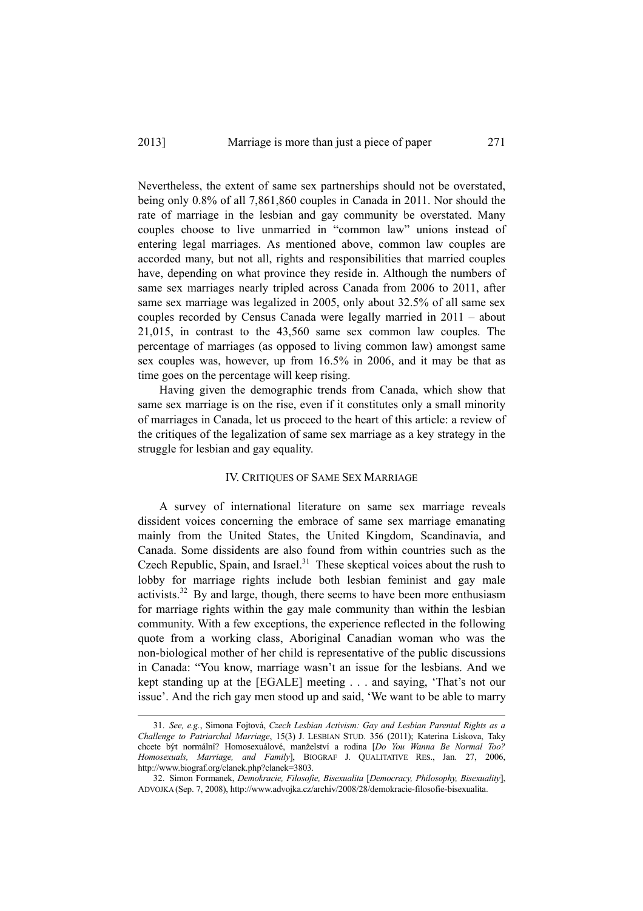Nevertheless, the extent of same sex partnerships should not be overstated, being only 0.8% of all 7,861,860 couples in Canada in 2011. Nor should the rate of marriage in the lesbian and gay community be overstated. Many couples choose to live unmarried in "common law" unions instead of entering legal marriages. As mentioned above, common law couples are accorded many, but not all, rights and responsibilities that married couples have, depending on what province they reside in. Although the numbers of same sex marriages nearly tripled across Canada from 2006 to 2011, after same sex marriage was legalized in 2005, only about 32.5% of all same sex couples recorded by Census Canada were legally married in 2011 – about 21,015, in contrast to the 43,560 same sex common law couples. The percentage of marriages (as opposed to living common law) amongst same sex couples was, however, up from 16.5% in 2006, and it may be that as time goes on the percentage will keep rising.

Having given the demographic trends from Canada, which show that same sex marriage is on the rise, even if it constitutes only a small minority of marriages in Canada, let us proceed to the heart of this article: a review of the critiques of the legalization of same sex marriage as a key strategy in the struggle for lesbian and gay equality.

## IV. Critiques of Same Sex Marriage

A survey of international literature on same sex marriage reveals dissident voices concerning the embrace of same sex marriage emanating mainly from the United States, the United Kingdom, Scandinavia, and Canada. Some dissidents are also found from within countries such as the Czech Republic, Spain, and Israel.[31] These skeptical voices about the rush to lobby for marriage rights include both lesbian feminist and gay male activists.[32] By and large, though, there seems to have been more enthusiasm for marriage rights within the gay male community than within the lesbian community. With a few exceptions, the experience reflected in the following quote from a working class, Aboriginal Canadian woman who was the non-biological mother of her child is representative of the public discussions in Canada: "You know, marriage wasn't an issue for the lesbians. And we kept standing up at the [EGALE] meeting . . . and saying, 'That's not our issue'. And the rich gay men stood up and said, 'We want to be able to marry

---

31. *See, e.g.*, Simona Fojtová, *Czech Lesbian Activism: Gay and Lesbian Parental Rights as a Challenge to Patriarchal Marriage*, 15(3) J. LESBIAN STUD. 356 (2011); Katerina Liskova, Taky chcete být normální? Homosexuálové, manželství a rodina [*Do You Wanna Be Normal Too? Homosexuals, Marriage, and Family*], BIOGRAF J. QUALITATIVE RES., Jan. 27, 2006, http://www.biograf.org/clanek.php?clanek=3803.

32. Simon Formanek, *Demokracie, Filosofie, Bisexualita* [*Democracy, Philosophy, Bisexuality*], ADVOJKA (Sep. 7, 2008), http://www.advojka.cz/archiv/2008/28/demokracie-filosofie-bisexualita.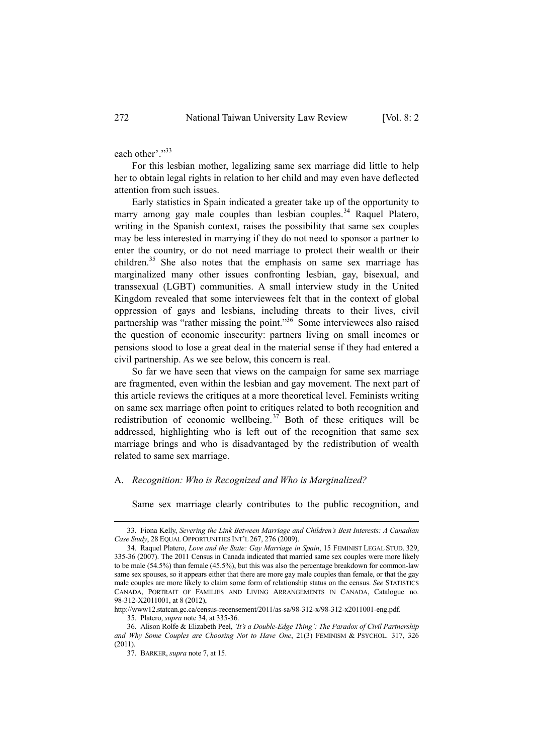each other'."[33]

For this lesbian mother, legalizing same sex marriage did little to help her to obtain legal rights in relation to her child and may even have deflected attention from such issues.

Early statistics in Spain indicated a greater take up of the opportunity to marry among gay male couples than lesbian couples.[34] Raquel Platero, writing in the Spanish context, raises the possibility that same sex couples may be less interested in marrying if they do not need to sponsor a partner to enter the country, or do not need marriage to protect their wealth or their children.[35] She also notes that the emphasis on same sex marriage has marginalized many other issues confronting lesbian, gay, bisexual, and transsexual (LGBT) communities. A small interview study in the United Kingdom revealed that some interviewees felt that in the context of global oppression of gays and lesbians, including threats to their lives, civil partnership was "rather missing the point."[36] Some interviewees also raised the question of economic insecurity: partners living on small incomes or pensions stood to lose a great deal in the material sense if they had entered a civil partnership. As we see below, this concern is real.

So far we have seen that views on the campaign for same sex marriage are fragmented, even within the lesbian and gay movement. The next part of this article reviews the critiques at a more theoretical level. Feminists writing on same sex marriage often point to critiques related to both recognition and redistribution of economic wellbeing.[37] Both of these critiques will be addressed, highlighting who is left out of the recognition that same sex marriage brings and who is disadvantaged by the redistribution of wealth related to same sex marriage.

### A. *Recognition: Who is Recognized and Who is Marginalized?*

Same sex marriage clearly contributes to the public recognition, and

---

33. Fiona Kelly, *Severing the Link Between Marriage and Children's Best Interests: A Canadian Case Study*, 28 EQUAL OPPORTUNITIES INT'L 267, 276 (2009).

34. Raquel Platero, *Love and the State: Gay Marriage in Spain*, 15 FEMINIST LEGAL STUD. 329, 335-36 (2007). The 2011 Census in Canada indicated that married same sex couples were more likely to be male (54.5%) than female (45.5%), but this was also the percentage breakdown for common-law same sex spouses, so it appears either that there are more gay male couples than female, or that the gay male couples are more likely to claim some form of relationship status on the census. *See* STATISTICS CANADA, PORTRAIT OF FAMILIES AND LIVING ARRANGEMENTS IN CANADA, Catalogue no. 98-312-X2011001, at 8 (2012), http://www12.statcan.gc.ca/census-recensement/2011/as-sa/98-312-x/98-312-x2011001-eng.pdf.

35. Platero, *supra* note 34, at 335-36.

36. Alison Rolfe & Elizabeth Peel, *'It's a Double-Edge Thing': The Paradox of Civil Partnership and Why Some Couples are Choosing Not to Have One*, 21(3) FEMINISM & PSYCHOL. 317, 326 (2011).

37. BARKER, *supra* note 7, at 15.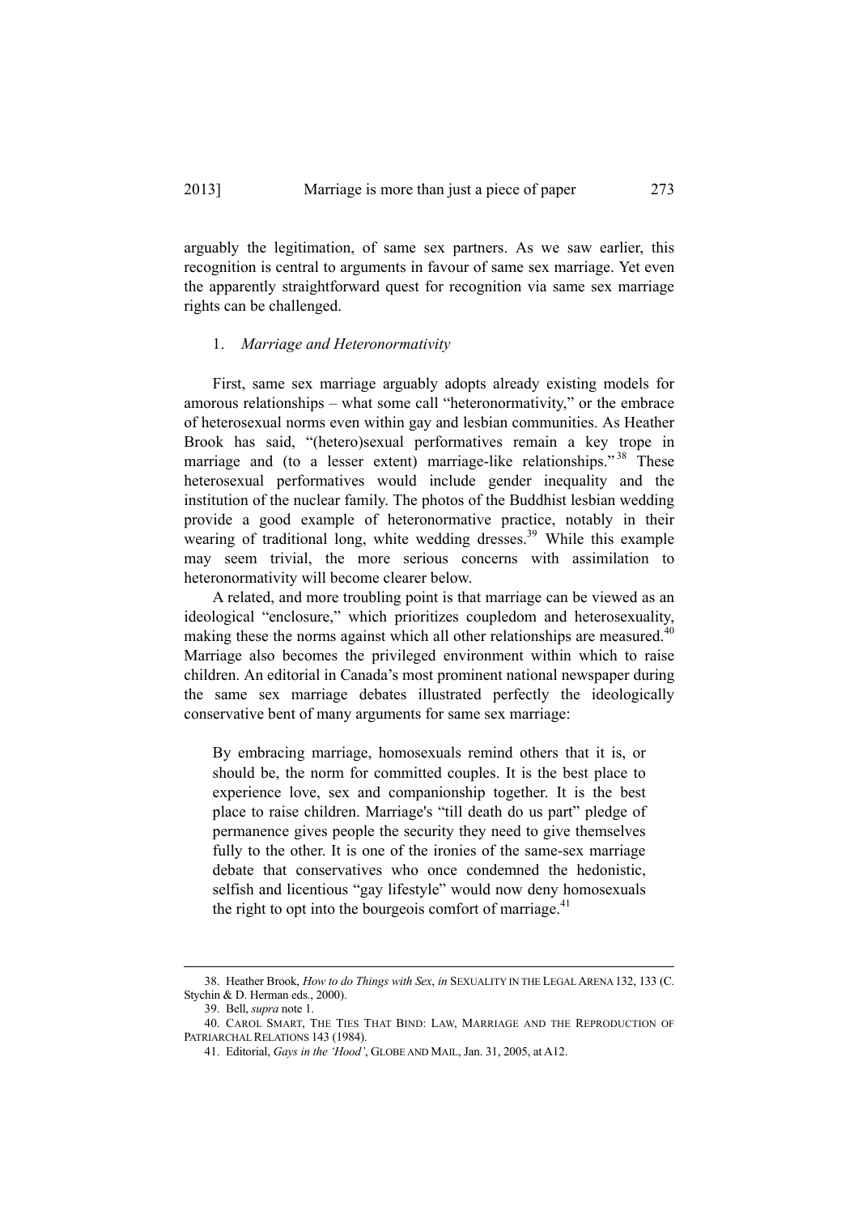arguably the legitimation, of same sex partners. As we saw earlier, this recognition is central to arguments in favour of same sex marriage. Yet even the apparently straightforward quest for recognition via same sex marriage rights can be challenged.

### 1. *Marriage and Heteronormativity*

First, same sex marriage arguably adopts already existing models for amorous relationships – what some call "heteronormativity," or the embrace of heterosexual norms even within gay and lesbian communities. As Heather Brook has said, "(hetero)sexual performatives remain a key trope in marriage and (to a lesser extent) marriage-like relationships."[38] These heterosexual performatives would include gender inequality and the institution of the nuclear family. The photos of the Buddhist lesbian wedding provide a good example of heteronormative practice, notably in their wearing of traditional long, white wedding dresses.[39] While this example may seem trivial, the more serious concerns with assimilation to heteronormativity will become clearer below.

A related, and more troubling point is that marriage can be viewed as an ideological "enclosure," which prioritizes coupledom and heterosexuality, making these the norms against which all other relationships are measured.[40] Marriage also becomes the privileged environment within which to raise children. An editorial in Canada's most prominent national newspaper during the same sex marriage debates illustrated perfectly the ideologically conservative bent of many arguments for same sex marriage:

> By embracing marriage, homosexuals remind others that it is, or should be, the norm for committed couples. It is the best place to experience love, sex and companionship together. It is the best place to raise children. Marriage's "till death do us part" pledge of permanence gives people the security they need to give themselves fully to the other. It is one of the ironies of the same-sex marriage debate that conservatives who once condemned the hedonistic, selfish and licentious "gay lifestyle" would now deny homosexuals the right to opt into the bourgeois comfort of marriage.[41]

---

38. Heather Brook, *How to do Things with Sex*, *in* SEXUALITY IN THE LEGAL ARENA 132, 133 (C. Stychin & D. Herman eds., 2000).

39. Bell, *supra* note 1.

40. CAROL SMART, THE TIES THAT BIND: LAW, MARRIAGE AND THE REPRODUCTION OF PATRIARCHAL RELATIONS 143 (1984).

41. Editorial, *Gays in the 'Hood'*, GLOBE AND MAIL, Jan. 31, 2005, at A12.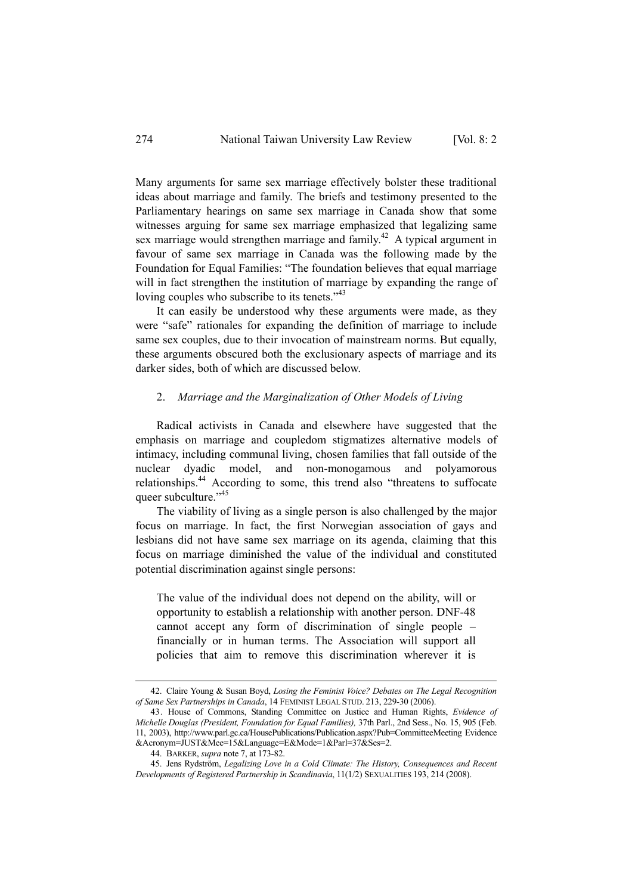Many arguments for same sex marriage effectively bolster these traditional ideas about marriage and family. The briefs and testimony presented to the Parliamentary hearings on same sex marriage in Canada show that some witnesses arguing for same sex marriage emphasized that legalizing same sex marriage would strengthen marriage and family.[42] A typical argument in favour of same sex marriage in Canada was the following made by the Foundation for Equal Families: "The foundation believes that equal marriage will in fact strengthen the institution of marriage by expanding the range of loving couples who subscribe to its tenets."[43]

It can easily be understood why these arguments were made, as they were "safe" rationales for expanding the definition of marriage to include same sex couples, due to their invocation of mainstream norms. But equally, these arguments obscured both the exclusionary aspects of marriage and its darker sides, both of which are discussed below.

### 2. *Marriage and the Marginalization of Other Models of Living*

Radical activists in Canada and elsewhere have suggested that the emphasis on marriage and coupledom stigmatizes alternative models of intimacy, including communal living, chosen families that fall outside of the nuclear dyadic model, and non-monogamous and polyamorous relationships.[44] According to some, this trend also "threatens to suffocate queer subculture."[45]

The viability of living as a single person is also challenged by the major focus on marriage. In fact, the first Norwegian association of gays and lesbians did not have same sex marriage on its agenda, claiming that this focus on marriage diminished the value of the individual and constituted potential discrimination against single persons:

> The value of the individual does not depend on the ability, will or opportunity to establish a relationship with another person. DNF-48 cannot accept any form of discrimination of single people – financially or in human terms. The Association will support all policies that aim to remove this discrimination wherever it is

---

42. Claire Young & Susan Boyd, *Losing the Feminist Voice? Debates on The Legal Recognition of Same Sex Partnerships in Canada*, 14 FEMINIST LEGAL STUD. 213, 229-30 (2006).

43. House of Commons, Standing Committee on Justice and Human Rights, *Evidence of Michelle Douglas (President, Foundation for Equal Families),* 37th Parl., 2nd Sess., No. 15, 905 (Feb. 11, 2003), http://www.parl.gc.ca/HousePublications/Publication.aspx?Pub=CommitteeMeeting Evidence &Acronym=JUST&Mee=15&Language=E&Mode=1&Parl=37&Ses=2.

44. BARKER, *supra* note 7, at 173-82.

45. Jens Rydström, *Legalizing Love in a Cold Climate: The History, Consequences and Recent Developments of Registered Partnership in Scandinavia*, 11(1/2) SEXUALITIES 193, 214 (2008).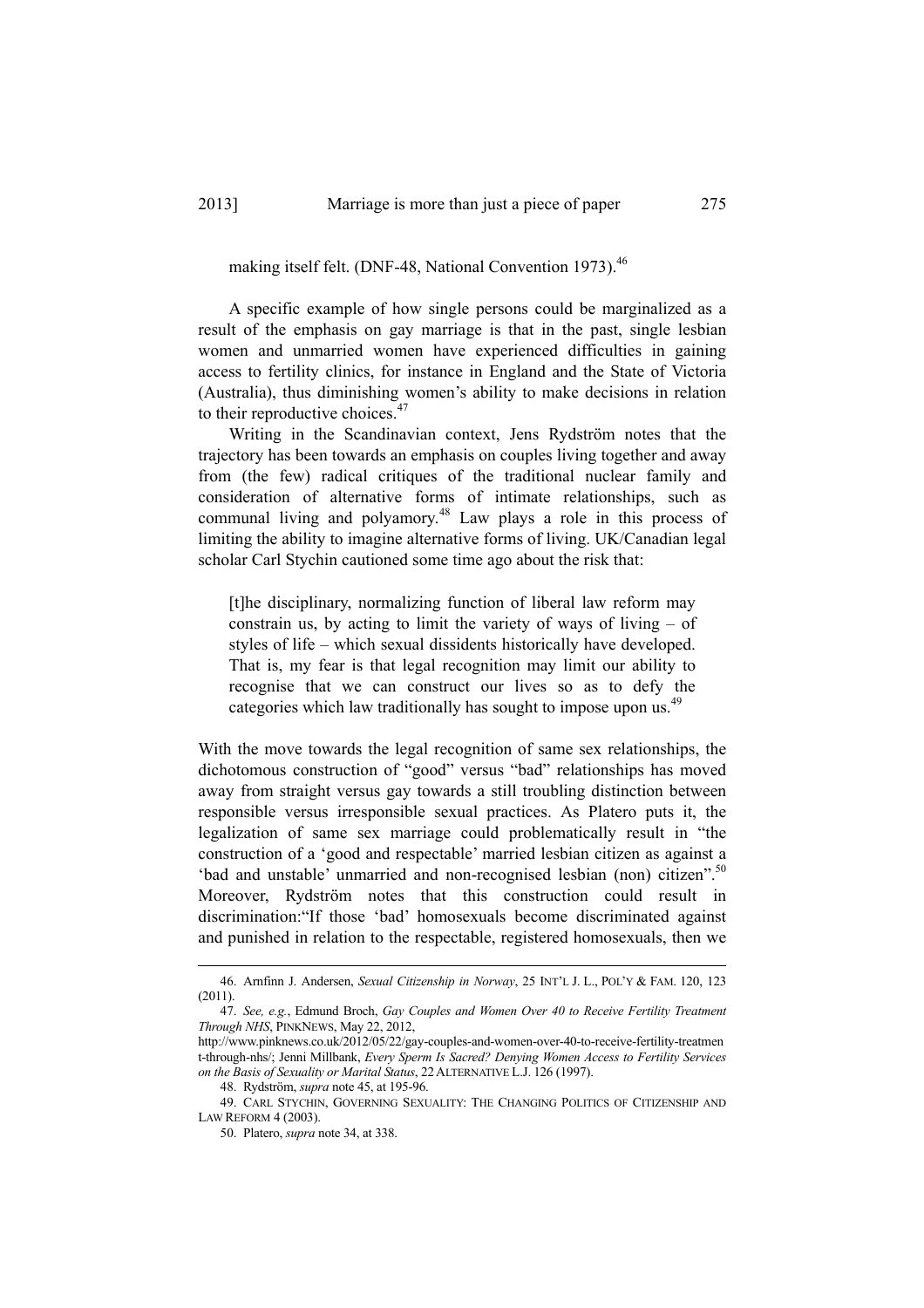making itself felt. (DNF-48, National Convention 1973).[46]

A specific example of how single persons could be marginalized as a result of the emphasis on gay marriage is that in the past, single lesbian women and unmarried women have experienced difficulties in gaining access to fertility clinics, for instance in England and the State of Victoria (Australia), thus diminishing women's ability to make decisions in relation to their reproductive choices.[47]

Writing in the Scandinavian context, Jens Rydström notes that the trajectory has been towards an emphasis on couples living together and away from (the few) radical critiques of the traditional nuclear family and consideration of alternative forms of intimate relationships, such as communal living and polyamory.[48] Law plays a role in this process of limiting the ability to imagine alternative forms of living. UK/Canadian legal scholar Carl Stychin cautioned some time ago about the risk that:

> [t]he disciplinary, normalizing function of liberal law reform may constrain us, by acting to limit the variety of ways of living – of styles of life – which sexual dissidents historically have developed. That is, my fear is that legal recognition may limit our ability to recognise that we can construct our lives so as to defy the categories which law traditionally has sought to impose upon us.[49]

With the move towards the legal recognition of same sex relationships, the dichotomous construction of "good" versus "bad" relationships has moved away from straight versus gay towards a still troubling distinction between responsible versus irresponsible sexual practices. As Platero puts it, the legalization of same sex marriage could problematically result in "the construction of a 'good and respectable' married lesbian citizen as against a 'bad and unstable' unmarried and non-recognised lesbian (non) citizen".[50] Moreover, Rydström notes that this construction could result in discrimination:"If those 'bad' homosexuals become discriminated against and punished in relation to the respectable, registered homosexuals, then we

---

46. Arnfinn J. Andersen, *Sexual Citizenship in Norway*, 25 INT'L J. L., POL'Y & FAM. 120, 123 (2011).

47. *See, e.g.*, Edmund Broch, *Gay Couples and Women Over 40 to Receive Fertility Treatment Through NHS*, PINKNEWS, May 22, 2012, http://www.pinknews.co.uk/2012/05/22/gay-couples-and-women-over-40-to-receive-fertility-treatment-through-nhs/; Jenni Millbank, *Every Sperm Is Sacred? Denying Women Access to Fertility Services on the Basis of Sexuality or Marital Status*, 22 ALTERNATIVE L.J. 126 (1997).

48. Rydström, *supra* note 45, at 195-96.

49. CARL STYCHIN, GOVERNING SEXUALITY: THE CHANGING POLITICS OF CITIZENSHIP AND LAW REFORM 4 (2003).

50. Platero, *supra* note 34, at 338.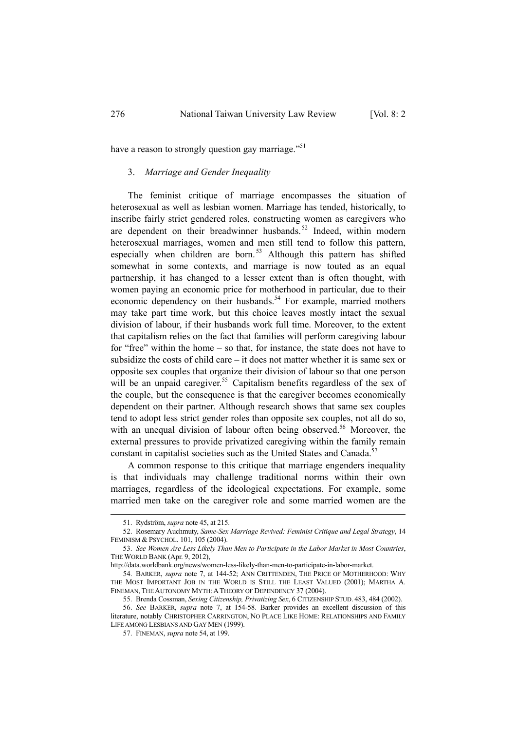have a reason to strongly question gay marriage."[51]

### 3. *Marriage and Gender Inequality*

The feminist critique of marriage encompasses the situation of heterosexual as well as lesbian women. Marriage has tended, historically, to inscribe fairly strict gendered roles, constructing women as caregivers who are dependent on their breadwinner husbands.[52] Indeed, within modern heterosexual marriages, women and men still tend to follow this pattern, especially when children are born.[53] Although this pattern has shifted somewhat in some contexts, and marriage is now touted as an equal partnership, it has changed to a lesser extent than is often thought, with women paying an economic price for motherhood in particular, due to their economic dependency on their husbands.[54] For example, married mothers may take part time work, but this choice leaves mostly intact the sexual division of labour, if their husbands work full time. Moreover, to the extent that capitalism relies on the fact that families will perform caregiving labour for "free" within the home – so that, for instance, the state does not have to subsidize the costs of child care – it does not matter whether it is same sex or opposite sex couples that organize their division of labour so that one person will be an unpaid caregiver.[55] Capitalism benefits regardless of the sex of the couple, but the consequence is that the caregiver becomes economically dependent on their partner. Although research shows that same sex couples tend to adopt less strict gender roles than opposite sex couples, not all do so, with an unequal division of labour often being observed.[56] Moreover, the external pressures to provide privatized caregiving within the family remain constant in capitalist societies such as the United States and Canada.[57]

A common response to this critique that marriage engenders inequality is that individuals may challenge traditional norms within their own marriages, regardless of the ideological expectations. For example, some married men take on the caregiver role and some married women are the

---

51. Rydström, *supra* note 45, at 215.

52. Rosemary Auchmuty, *Same-Sex Marriage Revived: Feminist Critique and Legal Strategy*, 14 FEMINISM & PSYCHOL. 101, 105 (2004).

53. *See Women Are Less Likely Than Men to Participate in the Labor Market in Most Countries*, THE WORLD BANK (Apr. 9, 2012), http://data.worldbank.org/news/women-less-likely-than-men-to-participate-in-labor-market.

54. BARKER, *supra* note 7, at 144-52; ANN CRITTENDEN, THE PRICE OF MOTHERHOOD: WHY THE MOST IMPORTANT JOB IN THE WORLD IS STILL THE LEAST VALUED (2001); MARTHA A. FINEMAN, THE AUTONOMY MYTH: A THEORY OF DEPENDENCY 37 (2004).

55. Brenda Cossman, *Sexing Citizenship, Privatizing Sex*, 6 CITIZENSHIP STUD. 483, 484 (2002).

56. *See* BARKER, *supra* note 7, at 154-58. Barker provides an excellent discussion of this literature, notably CHRISTOPHER CARRINGTON, NO PLACE LIKE HOME: RELATIONSHIPS AND FAMILY LIFE AMONG LESBIANS AND GAY MEN (1999).

57. FINEMAN, *supra* note 54, at 199.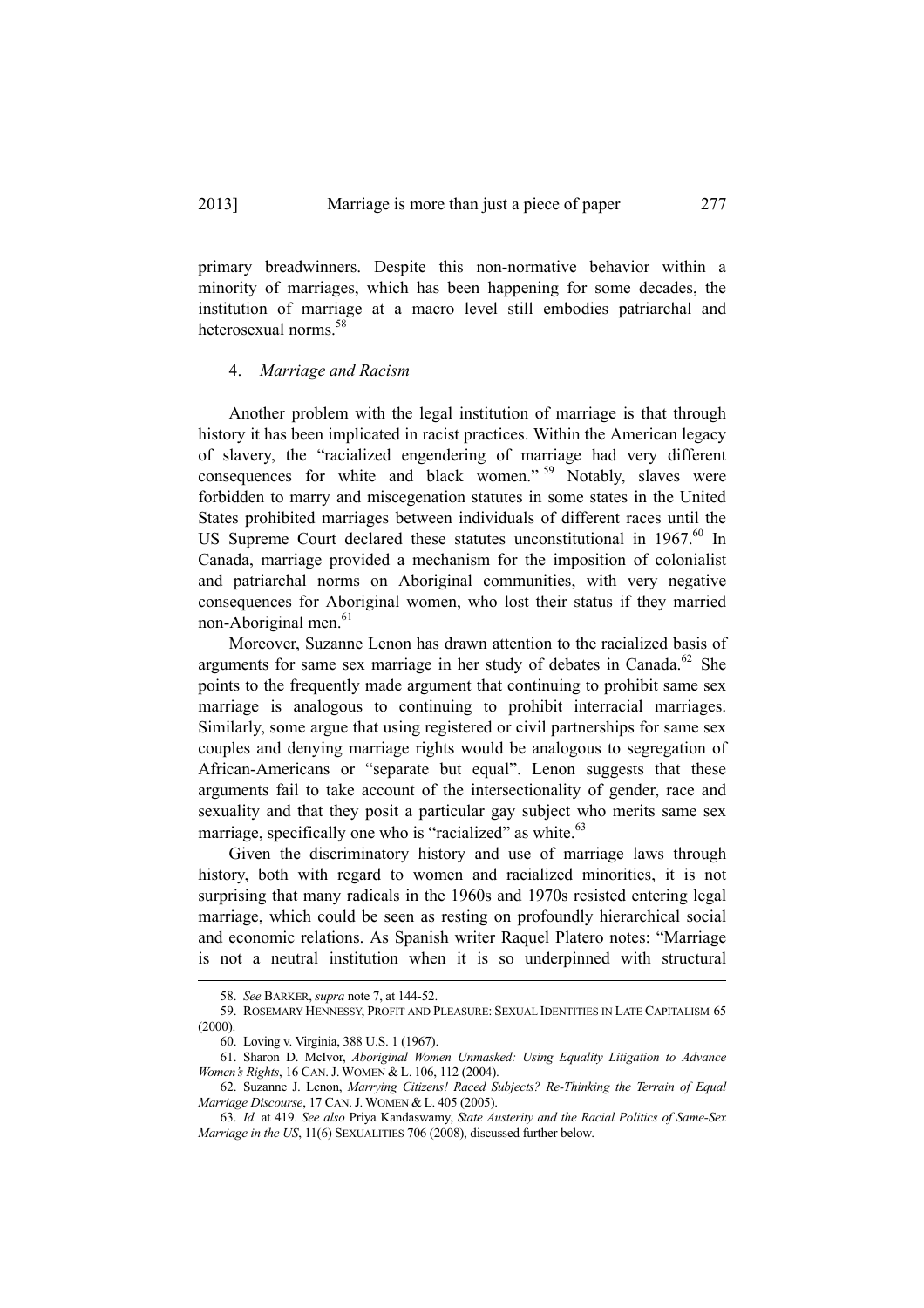primary breadwinners. Despite this non-normative behavior within a minority of marriages, which has been happening for some decades, the institution of marriage at a macro level still embodies patriarchal and heterosexual norms.[58]

### 4. *Marriage and Racism*

Another problem with the legal institution of marriage is that through history it has been implicated in racist practices. Within the American legacy of slavery, the "racialized engendering of marriage had very different consequences for white and black women."[59] Notably, slaves were forbidden to marry and miscegenation statutes in some states in the United States prohibited marriages between individuals of different races until the US Supreme Court declared these statutes unconstitutional in 1967.[60] In Canada, marriage provided a mechanism for the imposition of colonialist and patriarchal norms on Aboriginal communities, with very negative consequences for Aboriginal women, who lost their status if they married non-Aboriginal men.[61]

Moreover, Suzanne Lenon has drawn attention to the racialized basis of arguments for same sex marriage in her study of debates in Canada.[62] She points to the frequently made argument that continuing to prohibit same sex marriage is analogous to continuing to prohibit interracial marriages. Similarly, some argue that using registered or civil partnerships for same sex couples and denying marriage rights would be analogous to segregation of African-Americans or "separate but equal". Lenon suggests that these arguments fail to take account of the intersectionality of gender, race and sexuality and that they posit a particular gay subject who merits same sex marriage, specifically one who is "racialized" as white.[63]

Given the discriminatory history and use of marriage laws through history, both with regard to women and racialized minorities, it is not surprising that many radicals in the 1960s and 1970s resisted entering legal marriage, which could be seen as resting on profoundly hierarchical social and economic relations. As Spanish writer Raquel Platero notes: "Marriage is not a neutral institution when it is so underpinned with structural

---

58. *See* BARKER, *supra* note 7, at 144-52.

59. ROSEMARY HENNESSY, PROFIT AND PLEASURE: SEXUAL IDENTITIES IN LATE CAPITALISM 65 (2000).

60. Loving v. Virginia, 388 U.S. 1 (1967).

61. Sharon D. McIvor, *Aboriginal Women Unmasked: Using Equality Litigation to Advance Women's Rights*, 16 CAN. J. WOMEN & L. 106, 112 (2004).

62. Suzanne J. Lenon, *Marrying Citizens! Raced Subjects? Re-Thinking the Terrain of Equal Marriage Discourse*, 17 CAN. J. WOMEN & L. 405 (2005).

63. *Id.* at 419. *See also* Priya Kandaswamy, *State Austerity and the Racial Politics of Same-Sex Marriage in the US*, 11(6) SEXUALITIES 706 (2008), discussed further below.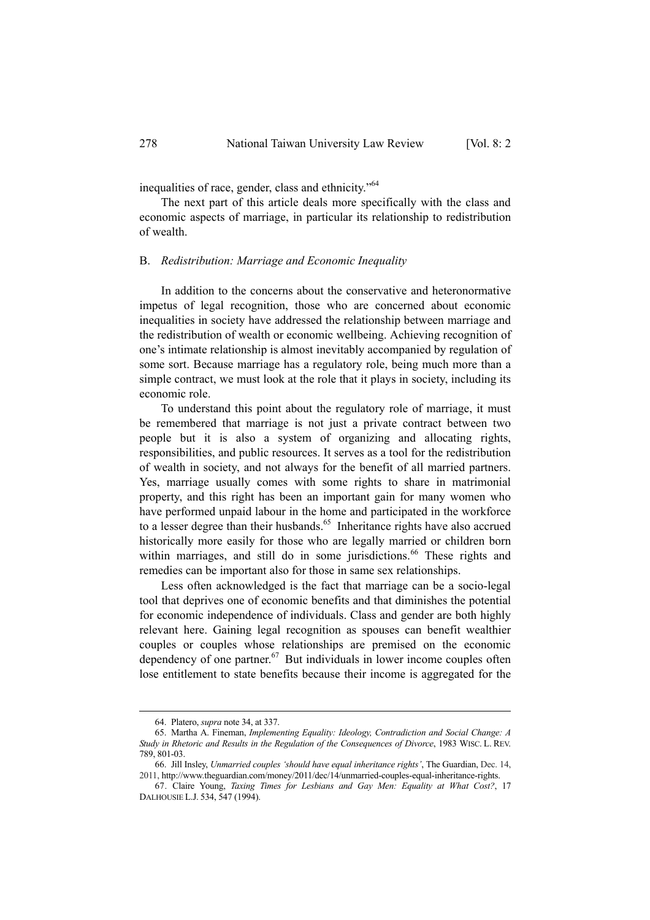inequalities of race, gender, class and ethnicity."[64]

The next part of this article deals more specifically with the class and economic aspects of marriage, in particular its relationship to redistribution of wealth.

### B. *Redistribution: Marriage and Economic Inequality*

In addition to the concerns about the conservative and heteronormative impetus of legal recognition, those who are concerned about economic inequalities in society have addressed the relationship between marriage and the redistribution of wealth or economic wellbeing. Achieving recognition of one's intimate relationship is almost inevitably accompanied by regulation of some sort. Because marriage has a regulatory role, being much more than a simple contract, we must look at the role that it plays in society, including its economic role.

To understand this point about the regulatory role of marriage, it must be remembered that marriage is not just a private contract between two people but it is also a system of organizing and allocating rights, responsibilities, and public resources. It serves as a tool for the redistribution of wealth in society, and not always for the benefit of all married partners. Yes, marriage usually comes with some rights to share in matrimonial property, and this right has been an important gain for many women who have performed unpaid labour in the home and participated in the workforce to a lesser degree than their husbands.[65] Inheritance rights have also accrued historically more easily for those who are legally married or children born within marriages, and still do in some jurisdictions.[66] These rights and remedies can be important also for those in same sex relationships.

Less often acknowledged is the fact that marriage can be a socio-legal tool that deprives one of economic benefits and that diminishes the potential for economic independence of individuals. Class and gender are both highly relevant here. Gaining legal recognition as spouses can benefit wealthier couples or couples whose relationships are premised on the economic dependency of one partner.[67] But individuals in lower income couples often lose entitlement to state benefits because their income is aggregated for the

---

64. Platero, *supra* note 34, at 337.

65. Martha A. Fineman, *Implementing Equality: Ideology, Contradiction and Social Change: A Study in Rhetoric and Results in the Regulation of the Consequences of Divorce*, 1983 WISC. L. REV. 789, 801-03.

66. Jill Insley, *Unmarried couples 'should have equal inheritance rights'*, The Guardian, Dec. 14, 2011, http://www.theguardian.com/money/2011/dec/14/unmarried-couples-equal-inheritance-rights.

67. Claire Young, *Taxing Times for Lesbians and Gay Men: Equality at What Cost?*, 17 DALHOUSIE L.J. 534, 547 (1994).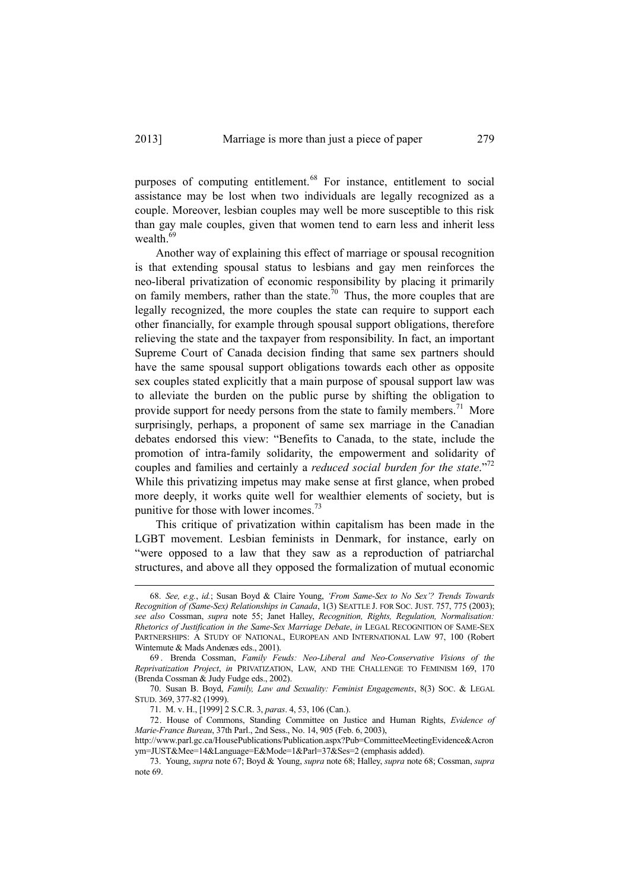purposes of computing entitlement.[68] For instance, entitlement to social assistance may be lost when two individuals are legally recognized as a couple. Moreover, lesbian couples may well be more susceptible to this risk than gay male couples, given that women tend to earn less and inherit less wealth.[69]

Another way of explaining this effect of marriage or spousal recognition is that extending spousal status to lesbians and gay men reinforces the neo-liberal privatization of economic responsibility by placing it primarily on family members, rather than the state.[70] Thus, the more couples that are legally recognized, the more couples the state can require to support each other financially, for example through spousal support obligations, therefore relieving the state and the taxpayer from responsibility. In fact, an important Supreme Court of Canada decision finding that same sex partners should have the same spousal support obligations towards each other as opposite sex couples stated explicitly that a main purpose of spousal support law was to alleviate the burden on the public purse by shifting the obligation to provide support for needy persons from the state to family members.[71] More surprisingly, perhaps, a proponent of same sex marriage in the Canadian debates endorsed this view: "Benefits to Canada, to the state, include the promotion of intra-family solidarity, the empowerment and solidarity of couples and families and certainly a *reduced social burden for the state*."[72] While this privatizing impetus may make sense at first glance, when probed more deeply, it works quite well for wealthier elements of society, but is punitive for those with lower incomes.[73]

This critique of privatization within capitalism has been made in the LGBT movement. Lesbian feminists in Denmark, for instance, early on "were opposed to a law that they saw as a reproduction of patriarchal structures, and above all they opposed the formalization of mutual economic

---

68. *See, e.g.*, *id.*; Susan Boyd & Claire Young, *'From Same-Sex to No Sex'? Trends Towards Recognition of (Same-Sex) Relationships in Canada*, 1(3) SEATTLE J. FOR SOC. JUST. 757, 775 (2003); *see also* Cossman, *supra* note 55; Janet Halley, *Recognition, Rights, Regulation, Normalisation: Rhetorics of Justification in the Same-Sex Marriage Debate*, *in* LEGAL RECOGNITION OF SAME-SEX PARTNERSHIPS: A STUDY OF NATIONAL, EUROPEAN AND INTERNATIONAL LAW 97, 100 (Robert Wintemute & Mads Andenæs eds., 2001).

69. Brenda Cossman, *Family Feuds: Neo-Liberal and Neo-Conservative Visions of the Reprivatization Project*, *in* PRIVATIZATION, LAW, AND THE CHALLENGE TO FEMINISM 169, 170 (Brenda Cossman & Judy Fudge eds., 2002).

70. Susan B. Boyd, *Family, Law and Sexuality: Feminist Engagements*, 8(3) SOC. & LEGAL STUD. 369, 377-82 (1999).

71. M. v. H., [1999] 2 S.C.R. 3, *paras*. 4, 53, 106 (Can.).

72. House of Commons, Standing Committee on Justice and Human Rights, *Evidence of Marie-France Bureau*, 37th Parl., 2nd Sess., No. 14, 905 (Feb. 6, 2003), http://www.parl.gc.ca/HousePublications/Publication.aspx?Pub=CommitteeMeetingEvidence&Acronym=JUST&Mee=14&Language=E&Mode=1&Parl=37&Ses=2 (emphasis added).

73. Young, *supra* note 67; Boyd & Young, *supra* note 68; Halley, *supra* note 68; Cossman, *supra* note 69.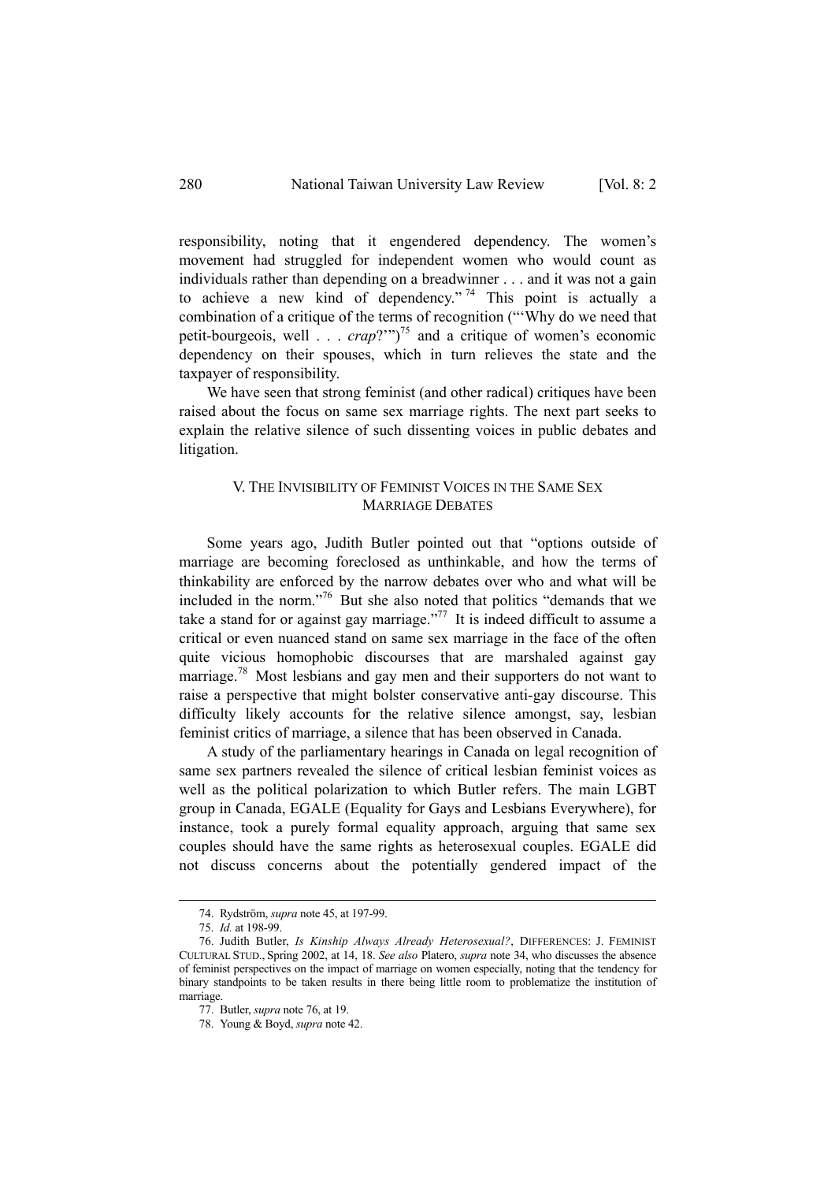responsibility, noting that it engendered dependency. The women's movement had struggled for independent women who would count as individuals rather than depending on a breadwinner . . . and it was not a gain to achieve a new kind of dependency."[74] This point is actually a combination of a critique of the terms of recognition ("'Why do we need that petit-bourgeois, well . . . *crap*?'")[75] and a critique of women's economic dependency on their spouses, which in turn relieves the state and the taxpayer of responsibility.

We have seen that strong feminist (and other radical) critiques have been raised about the focus on same sex marriage rights. The next part seeks to explain the relative silence of such dissenting voices in public debates and litigation.

## V. THE INVISIBILITY OF FEMINIST VOICES IN THE SAME SEX MARRIAGE DEBATES

Some years ago, Judith Butler pointed out that "options outside of marriage are becoming foreclosed as unthinkable, and how the terms of thinkability are enforced by the narrow debates over who and what will be included in the norm."[76] But she also noted that politics "demands that we take a stand for or against gay marriage."[77] It is indeed difficult to assume a critical or even nuanced stand on same sex marriage in the face of the often quite vicious homophobic discourses that are marshaled against gay marriage.[78] Most lesbians and gay men and their supporters do not want to raise a perspective that might bolster conservative anti-gay discourse. This difficulty likely accounts for the relative silence amongst, say, lesbian feminist critics of marriage, a silence that has been observed in Canada.

A study of the parliamentary hearings in Canada on legal recognition of same sex partners revealed the silence of critical lesbian feminist voices as well as the political polarization to which Butler refers. The main LGBT group in Canada, EGALE (Equality for Gays and Lesbians Everywhere), for instance, took a purely formal equality approach, arguing that same sex couples should have the same rights as heterosexual couples. EGALE did not discuss concerns about the potentially gendered impact of the

---

74. Rydström, *supra* note 45, at 197-99.

75. *Id.* at 198-99.

76. Judith Butler, *Is Kinship Always Already Heterosexual?*, DIFFERENCES: J. FEMINIST CULTURAL STUD., Spring 2002, at 14, 18. *See also* Platero, *supra* note 34, who discusses the absence of feminist perspectives on the impact of marriage on women especially, noting that the tendency for binary standpoints to be taken results in there being little room to problematize the institution of marriage.

77. Butler, *supra* note 76, at 19.

78. Young & Boyd, *supra* note 42.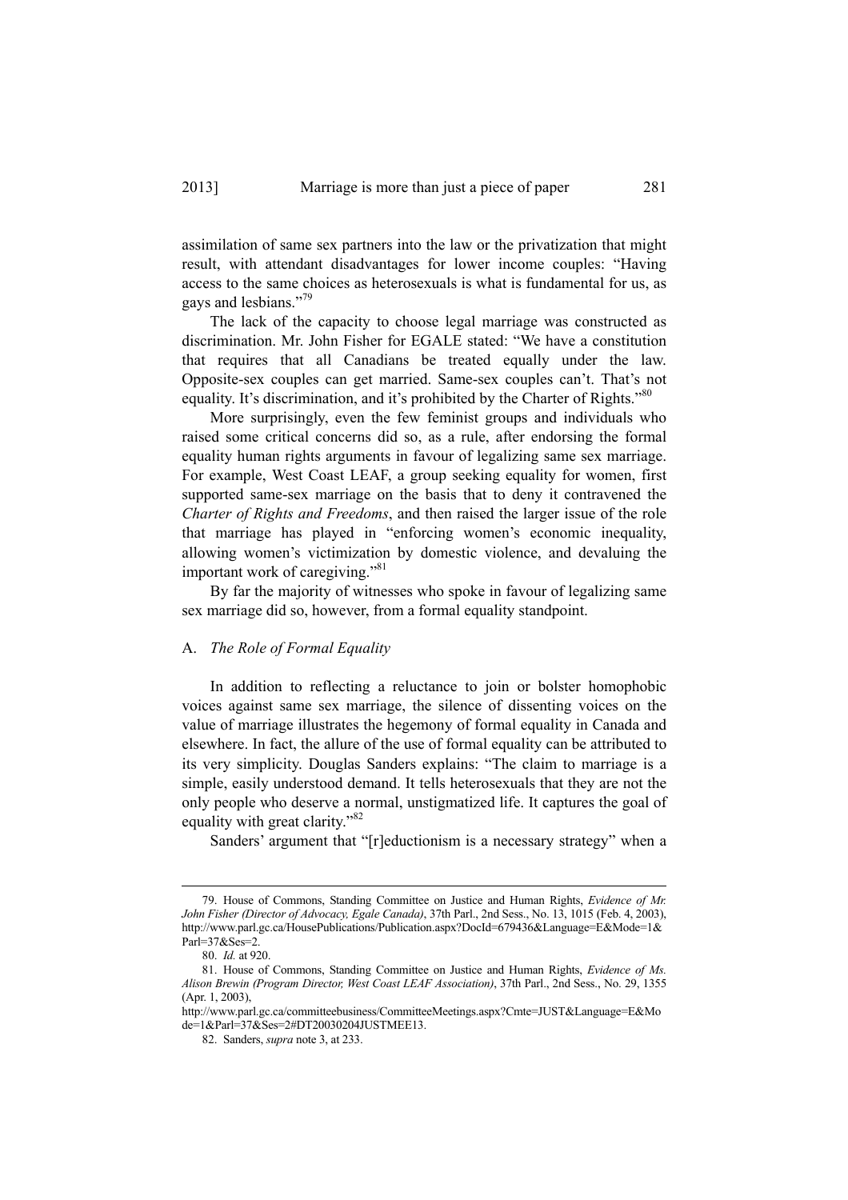assimilation of same sex partners into the law or the privatization that might result, with attendant disadvantages for lower income couples: "Having access to the same choices as heterosexuals is what is fundamental for us, as gays and lesbians."[79]

The lack of the capacity to choose legal marriage was constructed as discrimination. Mr. John Fisher for EGALE stated: "We have a constitution that requires that all Canadians be treated equally under the law. Opposite-sex couples can get married. Same-sex couples can't. That's not equality. It's discrimination, and it's prohibited by the Charter of Rights."[80]

More surprisingly, even the few feminist groups and individuals who raised some critical concerns did so, as a rule, after endorsing the formal equality human rights arguments in favour of legalizing same sex marriage. For example, West Coast LEAF, a group seeking equality for women, first supported same-sex marriage on the basis that to deny it contravened the *Charter of Rights and Freedoms*, and then raised the larger issue of the role that marriage has played in "enforcing women's economic inequality, allowing women's victimization by domestic violence, and devaluing the important work of caregiving."[81]

By far the majority of witnesses who spoke in favour of legalizing same sex marriage did so, however, from a formal equality standpoint.

### A. *The Role of Formal Equality*

In addition to reflecting a reluctance to join or bolster homophobic voices against same sex marriage, the silence of dissenting voices on the value of marriage illustrates the hegemony of formal equality in Canada and elsewhere. In fact, the allure of the use of formal equality can be attributed to its very simplicity. Douglas Sanders explains: "The claim to marriage is a simple, easily understood demand. It tells heterosexuals that they are not the only people who deserve a normal, unstigmatized life. It captures the goal of equality with great clarity."[82]

Sanders' argument that "[r]eductionism is a necessary strategy" when a

---

79. House of Commons, Standing Committee on Justice and Human Rights, *Evidence of Mr. John Fisher (Director of Advocacy, Egale Canada)*, 37th Parl., 2nd Sess., No. 13, 1015 (Feb. 4, 2003), http://www.parl.gc.ca/HousePublications/Publication.aspx?DocId=679436&Language=E&Mode=1&Parl=37&Ses=2.

80. *Id.* at 920.

81. House of Commons, Standing Committee on Justice and Human Rights, *Evidence of Ms. Alison Brewin (Program Director, West Coast LEAF Association)*, 37th Parl., 2nd Sess., No. 29, 1355 (Apr. 1, 2003), http://www.parl.gc.ca/committeebusiness/CommitteeMeetings.aspx?Cmte=JUST&Language=E&Mode=1&Parl=37&Ses=2#DT20030204JUSTMEE13.

82. Sanders, *supra* note 3, at 233.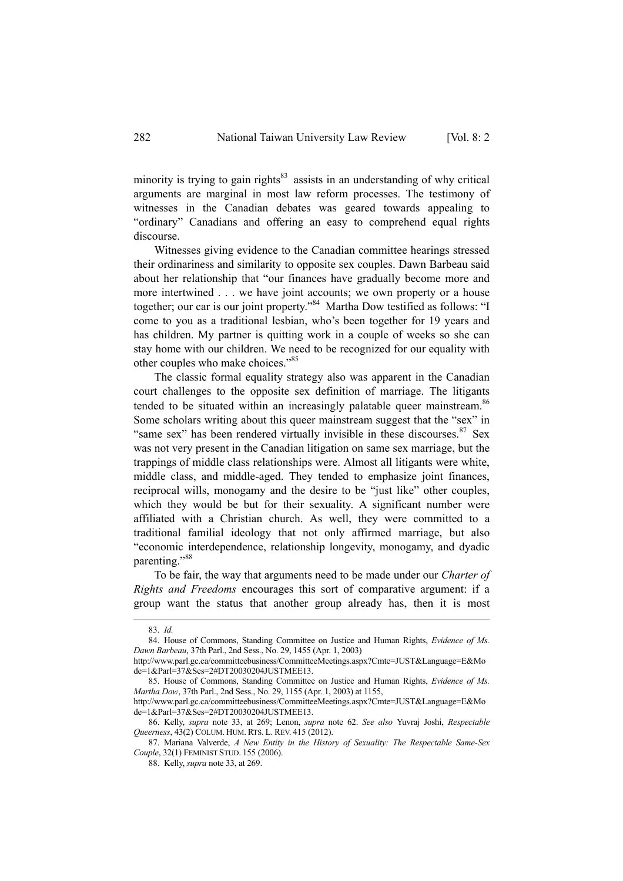minority is trying to gain rights[83] assists in an understanding of why critical arguments are marginal in most law reform processes. The testimony of witnesses in the Canadian debates was geared towards appealing to "ordinary" Canadians and offering an easy to comprehend equal rights discourse.

Witnesses giving evidence to the Canadian committee hearings stressed their ordinariness and similarity to opposite sex couples. Dawn Barbeau said about her relationship that "our finances have gradually become more and more intertwined . . . we have joint accounts; we own property or a house together; our car is our joint property."[84] Martha Dow testified as follows: "I come to you as a traditional lesbian, who's been together for 19 years and has children. My partner is quitting work in a couple of weeks so she can stay home with our children. We need to be recognized for our equality with other couples who make choices."[85]

The classic formal equality strategy also was apparent in the Canadian court challenges to the opposite sex definition of marriage. The litigants tended to be situated within an increasingly palatable queer mainstream.[86] Some scholars writing about this queer mainstream suggest that the "sex" in "same sex" has been rendered virtually invisible in these discourses.[87] Sex was not very present in the Canadian litigation on same sex marriage, but the trappings of middle class relationships were. Almost all litigants were white, middle class, and middle-aged. They tended to emphasize joint finances, reciprocal wills, monogamy and the desire to be "just like" other couples, which they would be but for their sexuality. A significant number were affiliated with a Christian church. As well, they were committed to a traditional familial ideology that not only affirmed marriage, but also "economic interdependence, relationship longevity, monogamy, and dyadic parenting."[88]

To be fair, the way that arguments need to be made under our *Charter of Rights and Freedoms* encourages this sort of comparative argument: if a group want the status that another group already has, then it is most

---

83. *Id.*

84. House of Commons, Standing Committee on Justice and Human Rights, *Evidence of Ms. Dawn Barbeau*, 37th Parl., 2nd Sess., No. 29, 1455 (Apr. 1, 2003) http://www.parl.gc.ca/committeebusiness/CommitteeMeetings.aspx?Cmte=JUST&Language=E&Mode=1&Parl=37&Ses=2#DT20030204JUSTMEE13.

85. House of Commons, Standing Committee on Justice and Human Rights, *Evidence of Ms. Martha Dow*, 37th Parl., 2nd Sess., No. 29, 1155 (Apr. 1, 2003) at 1155, http://www.parl.gc.ca/committeebusiness/CommitteeMeetings.aspx?Cmte=JUST&Language=E&Mode=1&Parl=37&Ses=2#DT20030204JUSTMEE13.

86. Kelly, *supra* note 33, at 269; Lenon, *supra* note 62. *See also* Yuvraj Joshi, *Respectable Queerness*, 43(2) COLUM. HUM. RTS. L. REV. 415 (2012).

87. Mariana Valverde, *A New Entity in the History of Sexuality: The Respectable Same-Sex Couple*, 32(1) FEMINIST STUD. 155 (2006).

88. Kelly, *supra* note 33, at 269.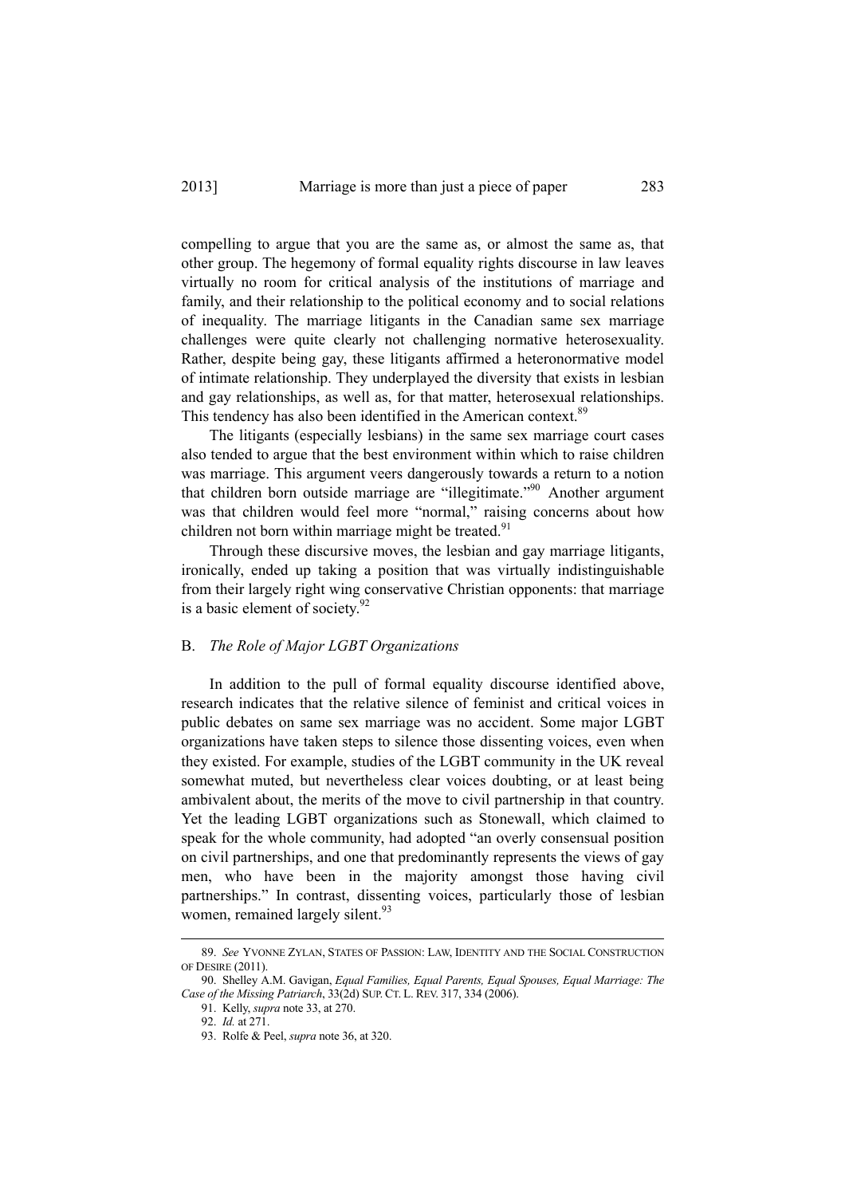compelling to argue that you are the same as, or almost the same as, that other group. The hegemony of formal equality rights discourse in law leaves virtually no room for critical analysis of the institutions of marriage and family, and their relationship to the political economy and to social relations of inequality. The marriage litigants in the Canadian same sex marriage challenges were quite clearly not challenging normative heterosexuality. Rather, despite being gay, these litigants affirmed a heteronormative model of intimate relationship. They underplayed the diversity that exists in lesbian and gay relationships, as well as, for that matter, heterosexual relationships. This tendency has also been identified in the American context.[89]

The litigants (especially lesbians) in the same sex marriage court cases also tended to argue that the best environment within which to raise children was marriage. This argument veers dangerously towards a return to a notion that children born outside marriage are "illegitimate."[90] Another argument was that children would feel more "normal," raising concerns about how children not born within marriage might be treated.[91]

Through these discursive moves, the lesbian and gay marriage litigants, ironically, ended up taking a position that was virtually indistinguishable from their largely right wing conservative Christian opponents: that marriage is a basic element of society.[92]

### B. *The Role of Major LGBT Organizations*

In addition to the pull of formal equality discourse identified above, research indicates that the relative silence of feminist and critical voices in public debates on same sex marriage was no accident. Some major LGBT organizations have taken steps to silence those dissenting voices, even when they existed. For example, studies of the LGBT community in the UK reveal somewhat muted, but nevertheless clear voices doubting, or at least being ambivalent about, the merits of the move to civil partnership in that country. Yet the leading LGBT organizations such as Stonewall, which claimed to speak for the whole community, had adopted "an overly consensual position on civil partnerships, and one that predominantly represents the views of gay men, who have been in the majority amongst those having civil partnerships." In contrast, dissenting voices, particularly those of lesbian women, remained largely silent.[93]

---

89. *See* YVONNE ZYLAN, STATES OF PASSION: LAW, IDENTITY AND THE SOCIAL CONSTRUCTION OF DESIRE (2011).

90. Shelley A.M. Gavigan, *Equal Families, Equal Parents, Equal Spouses, Equal Marriage: The Case of the Missing Patriarch*, 33(2d) SUP. CT. L. REV. 317, 334 (2006).

91. Kelly, *supra* note 33, at 270.

92. *Id.* at 271.

93. Rolfe & Peel, *supra* note 36, at 320.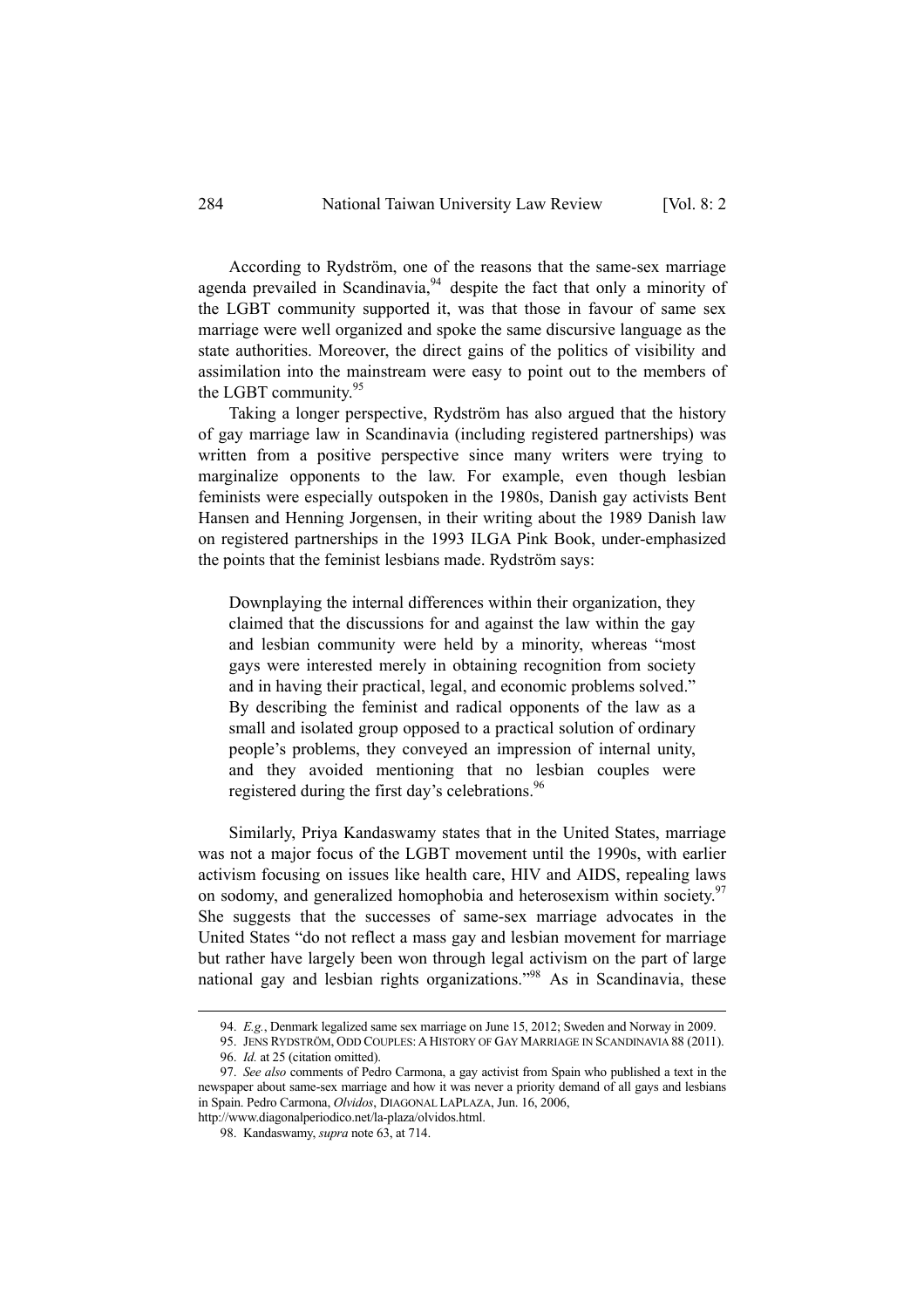According to Rydström, one of the reasons that the same-sex marriage agenda prevailed in Scandinavia,[94] despite the fact that only a minority of the LGBT community supported it, was that those in favour of same sex marriage were well organized and spoke the same discursive language as the state authorities. Moreover, the direct gains of the politics of visibility and assimilation into the mainstream were easy to point out to the members of the LGBT community.[95]

Taking a longer perspective, Rydström has also argued that the history of gay marriage law in Scandinavia (including registered partnerships) was written from a positive perspective since many writers were trying to marginalize opponents to the law. For example, even though lesbian feminists were especially outspoken in the 1980s, Danish gay activists Bent Hansen and Henning Jorgensen, in their writing about the 1989 Danish law on registered partnerships in the 1993 ILGA Pink Book, under-emphasized the points that the feminist lesbians made. Rydström says:

> Downplaying the internal differences within their organization, they claimed that the discussions for and against the law within the gay and lesbian community were held by a minority, whereas "most gays were interested merely in obtaining recognition from society and in having their practical, legal, and economic problems solved." By describing the feminist and radical opponents of the law as a small and isolated group opposed to a practical solution of ordinary people's problems, they conveyed an impression of internal unity, and they avoided mentioning that no lesbian couples were registered during the first day's celebrations.[96]

Similarly, Priya Kandaswamy states that in the United States, marriage was not a major focus of the LGBT movement until the 1990s, with earlier activism focusing on issues like health care, HIV and AIDS, repealing laws on sodomy, and generalized homophobia and heterosexism within society.[97] She suggests that the successes of same-sex marriage advocates in the United States "do not reflect a mass gay and lesbian movement for marriage but rather have largely been won through legal activism on the part of large national gay and lesbian rights organizations."[98] As in Scandinavia, these

---

94. *E.g.*, Denmark legalized same sex marriage on June 15, 2012; Sweden and Norway in 2009.

95. JENS RYDSTRÖM, ODD COUPLES: A HISTORY OF GAY MARRIAGE IN SCANDINAVIA 88 (2011).

96. *Id.* at 25 (citation omitted).

97. *See also* comments of Pedro Carmona, a gay activist from Spain who published a text in the newspaper about same-sex marriage and how it was never a priority demand of all gays and lesbians in Spain. Pedro Carmona, *Olvidos*, DIAGONAL LAPLAZA, Jun. 16, 2006, http://www.diagonalperiodico.net/la-plaza/olvidos.html.

98. Kandaswamy, *supra* note 63, at 714.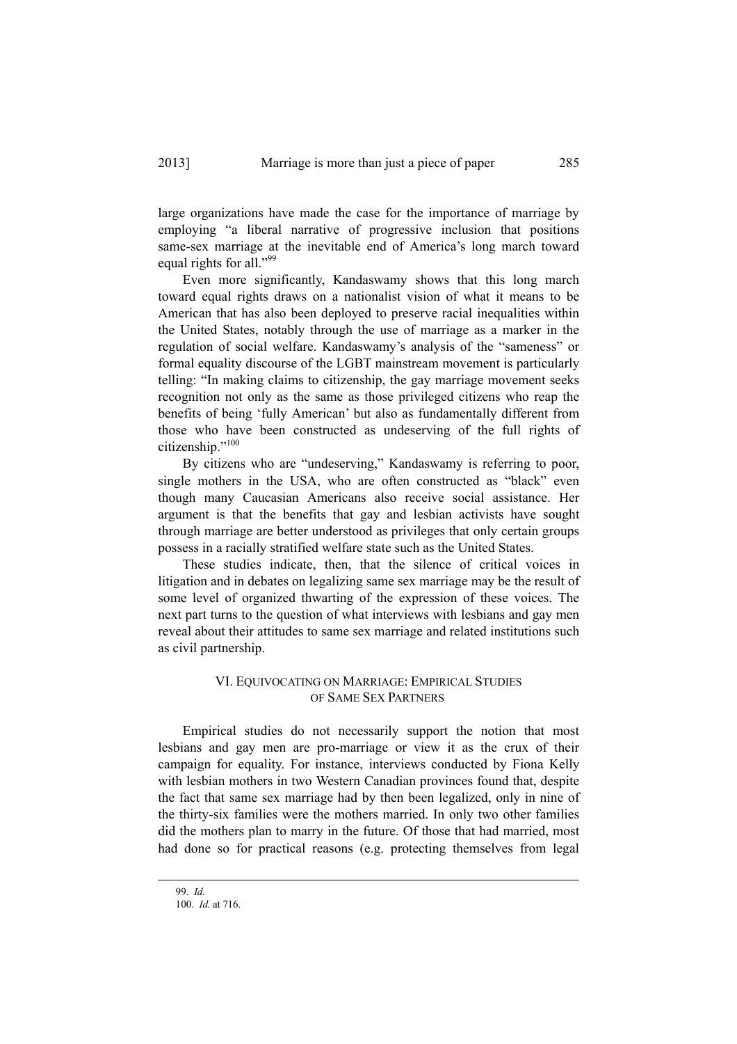large organizations have made the case for the importance of marriage by employing "a liberal narrative of progressive inclusion that positions same-sex marriage at the inevitable end of America's long march toward equal rights for all."[99]

Even more significantly, Kandaswamy shows that this long march toward equal rights draws on a nationalist vision of what it means to be American that has also been deployed to preserve racial inequalities within the United States, notably through the use of marriage as a marker in the regulation of social welfare. Kandaswamy's analysis of the "sameness" or formal equality discourse of the LGBT mainstream movement is particularly telling: "In making claims to citizenship, the gay marriage movement seeks recognition not only as the same as those privileged citizens who reap the benefits of being 'fully American' but also as fundamentally different from those who have been constructed as undeserving of the full rights of citizenship."[100]

By citizens who are "undeserving," Kandaswamy is referring to poor, single mothers in the USA, who are often constructed as "black" even though many Caucasian Americans also receive social assistance. Her argument is that the benefits that gay and lesbian activists have sought through marriage are better understood as privileges that only certain groups possess in a racially stratified welfare state such as the United States.

These studies indicate, then, that the silence of critical voices in litigation and in debates on legalizing same sex marriage may be the result of some level of organized thwarting of the expression of these voices. The next part turns to the question of what interviews with lesbians and gay men reveal about their attitudes to same sex marriage and related institutions such as civil partnership.

## VI. Equivocating on Marriage: Empirical Studies of Same Sex Partners

Empirical studies do not necessarily support the notion that most lesbians and gay men are pro-marriage or view it as the crux of their campaign for equality. For instance, interviews conducted by Fiona Kelly with lesbian mothers in two Western Canadian provinces found that, despite the fact that same sex marriage had by then been legalized, only in nine of the thirty-six families were the mothers married. In only two other families did the mothers plan to marry in the future. Of those that had married, most had done so for practical reasons (e.g. protecting themselves from legal

---

99. *Id.*

100. *Id.* at 716.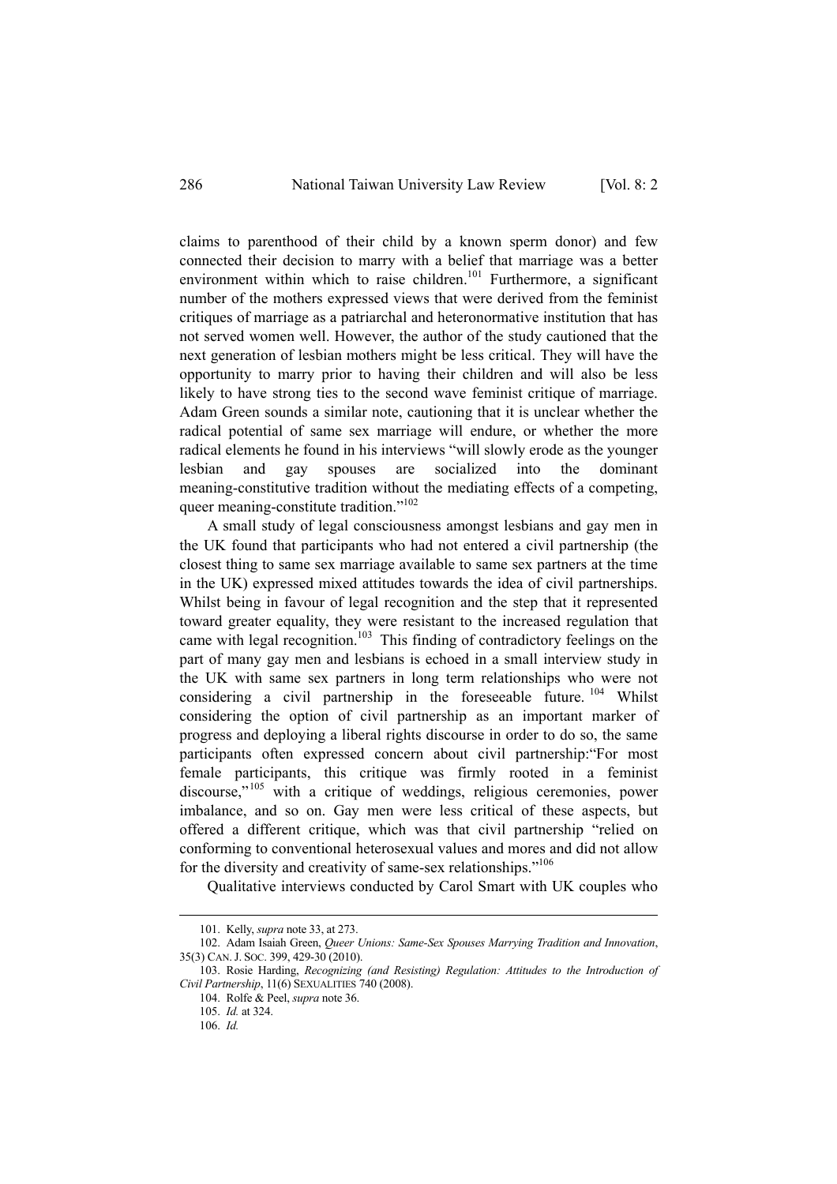claims to parenthood of their child by a known sperm donor) and few connected their decision to marry with a belief that marriage was a better environment within which to raise children.[101] Furthermore, a significant number of the mothers expressed views that were derived from the feminist critiques of marriage as a patriarchal and heteronormative institution that has not served women well. However, the author of the study cautioned that the next generation of lesbian mothers might be less critical. They will have the opportunity to marry prior to having their children and will also be less likely to have strong ties to the second wave feminist critique of marriage. Adam Green sounds a similar note, cautioning that it is unclear whether the radical potential of same sex marriage will endure, or whether the more radical elements he found in his interviews "will slowly erode as the younger lesbian and gay spouses are socialized into the dominant meaning-constitutive tradition without the mediating effects of a competing, queer meaning-constitute tradition."[102]

A small study of legal consciousness amongst lesbians and gay men in the UK found that participants who had not entered a civil partnership (the closest thing to same sex marriage available to same sex partners at the time in the UK) expressed mixed attitudes towards the idea of civil partnerships. Whilst being in favour of legal recognition and the step that it represented toward greater equality, they were resistant to the increased regulation that came with legal recognition.[103] This finding of contradictory feelings on the part of many gay men and lesbians is echoed in a small interview study in the UK with same sex partners in long term relationships who were not considering a civil partnership in the foreseeable future.[104] Whilst considering the option of civil partnership as an important marker of progress and deploying a liberal rights discourse in order to do so, the same participants often expressed concern about civil partnership:"For most female participants, this critique was firmly rooted in a feminist discourse,"[105] with a critique of weddings, religious ceremonies, power imbalance, and so on. Gay men were less critical of these aspects, but offered a different critique, which was that civil partnership "relied on conforming to conventional heterosexual values and mores and did not allow for the diversity and creativity of same-sex relationships."[106]

Qualitative interviews conducted by Carol Smart with UK couples who

---

101. Kelly, *supra* note 33, at 273.

102. Adam Isaiah Green, *Queer Unions: Same-Sex Spouses Marrying Tradition and Innovation*, 35(3) CAN. J. SOC. 399, 429-30 (2010).

103. Rosie Harding, *Recognizing (and Resisting) Regulation: Attitudes to the Introduction of Civil Partnership*, 11(6) SEXUALITIES 740 (2008).

104. Rolfe & Peel, *supra* note 36.

105. *Id.* at 324.

106. *Id.*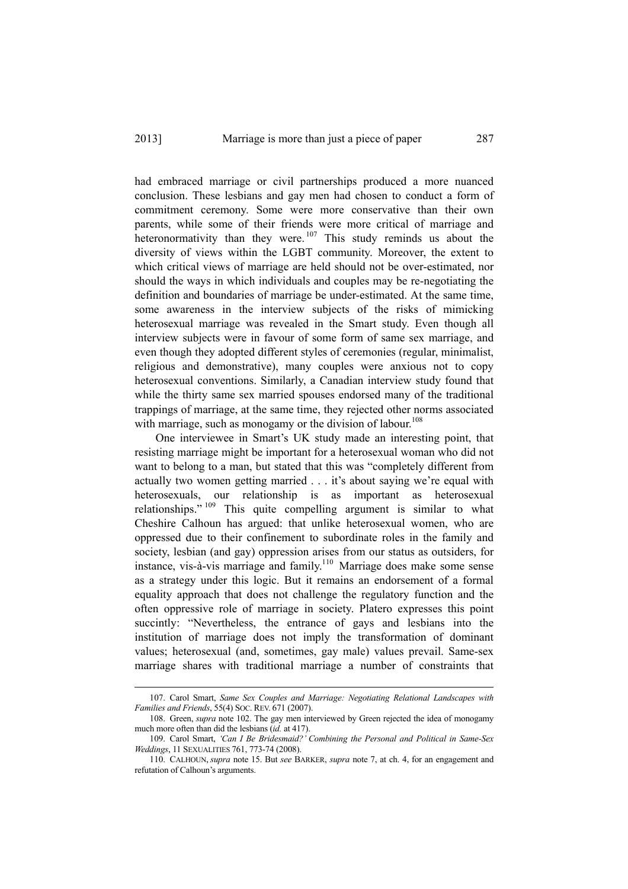had embraced marriage or civil partnerships produced a more nuanced conclusion. These lesbians and gay men had chosen to conduct a form of commitment ceremony. Some were more conservative than their own parents, while some of their friends were more critical of marriage and heteronormativity than they were.[107] This study reminds us about the diversity of views within the LGBT community. Moreover, the extent to which critical views of marriage are held should not be over-estimated, nor should the ways in which individuals and couples may be re-negotiating the definition and boundaries of marriage be under-estimated. At the same time, some awareness in the interview subjects of the risks of mimicking heterosexual marriage was revealed in the Smart study. Even though all interview subjects were in favour of some form of same sex marriage, and even though they adopted different styles of ceremonies (regular, minimalist, religious and demonstrative), many couples were anxious not to copy heterosexual conventions. Similarly, a Canadian interview study found that while the thirty same sex married spouses endorsed many of the traditional trappings of marriage, at the same time, they rejected other norms associated with marriage, such as monogamy or the division of labour.[108]

One interviewee in Smart's UK study made an interesting point, that resisting marriage might be important for a heterosexual woman who did not want to belong to a man, but stated that this was "completely different from actually two women getting married . . . it's about saying we're equal with heterosexuals, our relationship is as important as heterosexual relationships."[109] This quite compelling argument is similar to what Cheshire Calhoun has argued: that unlike heterosexual women, who are oppressed due to their confinement to subordinate roles in the family and society, lesbian (and gay) oppression arises from our status as outsiders, for instance, vis-à-vis marriage and family.[110] Marriage does make some sense as a strategy under this logic. But it remains an endorsement of a formal equality approach that does not challenge the regulatory function and the often oppressive role of marriage in society. Platero expresses this point succintly: "Nevertheless, the entrance of gays and lesbians into the institution of marriage does not imply the transformation of dominant values; heterosexual (and, sometimes, gay male) values prevail. Same-sex marriage shares with traditional marriage a number of constraints that

---

107. Carol Smart, *Same Sex Couples and Marriage: Negotiating Relational Landscapes with Families and Friends*, 55(4) SOC. REV. 671 (2007).

108. Green, *supra* note 102. The gay men interviewed by Green rejected the idea of monogamy much more often than did the lesbians (*id.* at 417).

109. Carol Smart, *'Can I Be Bridesmaid?' Combining the Personal and Political in Same-Sex Weddings*, 11 SEXUALITIES 761, 773-74 (2008).

110. CALHOUN, *supra* note 15. But *see* BARKER, *supra* note 7, at ch. 4, for an engagement and refutation of Calhoun's arguments.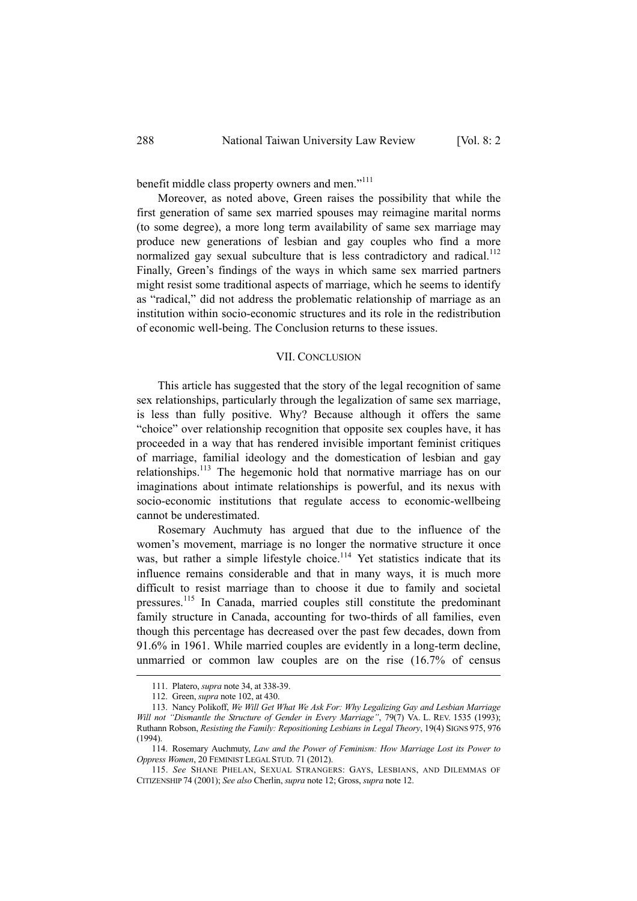benefit middle class property owners and men."[111]

Moreover, as noted above, Green raises the possibility that while the first generation of same sex married spouses may reimagine marital norms (to some degree), a more long term availability of same sex marriage may produce new generations of lesbian and gay couples who find a more normalized gay sexual subculture that is less contradictory and radical.[112] Finally, Green's findings of the ways in which same sex married partners might resist some traditional aspects of marriage, which he seems to identify as "radical," did not address the problematic relationship of marriage as an institution within socio-economic structures and its role in the redistribution of economic well-being. The Conclusion returns to these issues.

## VII. CONCLUSION

This article has suggested that the story of the legal recognition of same sex relationships, particularly through the legalization of same sex marriage, is less than fully positive. Why? Because although it offers the same "choice" over relationship recognition that opposite sex couples have, it has proceeded in a way that has rendered invisible important feminist critiques of marriage, familial ideology and the domestication of lesbian and gay relationships.[113] The hegemonic hold that normative marriage has on our imaginations about intimate relationships is powerful, and its nexus with socio-economic institutions that regulate access to economic-wellbeing cannot be underestimated.

Rosemary Auchmuty has argued that due to the influence of the women's movement, marriage is no longer the normative structure it once was, but rather a simple lifestyle choice.[114] Yet statistics indicate that its influence remains considerable and that in many ways, it is much more difficult to resist marriage than to choose it due to family and societal pressures.[115] In Canada, married couples still constitute the predominant family structure in Canada, accounting for two-thirds of all families, even though this percentage has decreased over the past few decades, down from 91.6% in 1961. While married couples are evidently in a long-term decline, unmarried or common law couples are on the rise (16.7% of census

---

111. Platero, *supra* note 34, at 338-39.

112. Green, *supra* note 102, at 430.

113. Nancy Polikoff, *We Will Get What We Ask For: Why Legalizing Gay and Lesbian Marriage Will not "Dismantle the Structure of Gender in Every Marriage"*, 79(7) VA. L. REV. 1535 (1993); Ruthann Robson, *Resisting the Family: Repositioning Lesbians in Legal Theory*, 19(4) SIGNS 975, 976 (1994).

114. Rosemary Auchmuty, *Law and the Power of Feminism: How Marriage Lost its Power to Oppress Women*, 20 FEMINIST LEGAL STUD. 71 (2012).

115. *See* SHANE PHELAN, SEXUAL STRANGERS: GAYS, LESBIANS, AND DILEMMAS OF CITIZENSHIP 74 (2001); *See also* Cherlin, *supra* note 12; Gross, *supra* note 12.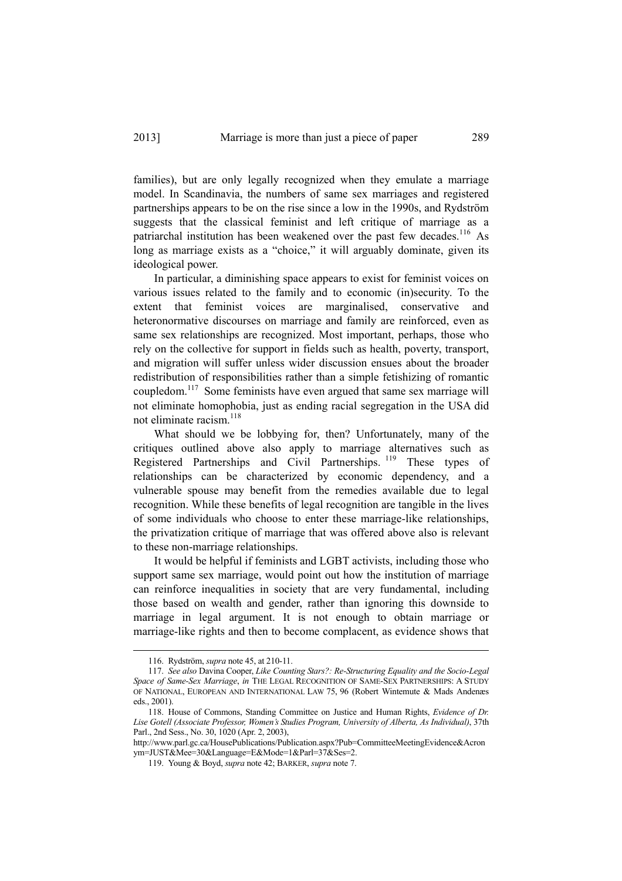families), but are only legally recognized when they emulate a marriage model. In Scandinavia, the numbers of same sex marriages and registered partnerships appears to be on the rise since a low in the 1990s, and Rydström suggests that the classical feminist and left critique of marriage as a patriarchal institution has been weakened over the past few decades.[116] As long as marriage exists as a "choice," it will arguably dominate, given its ideological power.

In particular, a diminishing space appears to exist for feminist voices on various issues related to the family and to economic (in)security. To the extent that feminist voices are marginalised, conservative and heteronormative discourses on marriage and family are reinforced, even as same sex relationships are recognized. Most important, perhaps, those who rely on the collective for support in fields such as health, poverty, transport, and migration will suffer unless wider discussion ensues about the broader redistribution of responsibilities rather than a simple fetishizing of romantic coupledom.[117] Some feminists have even argued that same sex marriage will not eliminate homophobia, just as ending racial segregation in the USA did not eliminate racism.[118]

What should we be lobbying for, then? Unfortunately, many of the critiques outlined above also apply to marriage alternatives such as Registered Partnerships and Civil Partnerships.[119] These types of relationships can be characterized by economic dependency, and a vulnerable spouse may benefit from the remedies available due to legal recognition. While these benefits of legal recognition are tangible in the lives of some individuals who choose to enter these marriage-like relationships, the privatization critique of marriage that was offered above also is relevant to these non-marriage relationships.

It would be helpful if feminists and LGBT activists, including those who support same sex marriage, would point out how the institution of marriage can reinforce inequalities in society that are very fundamental, including those based on wealth and gender, rather than ignoring this downside to marriage in legal argument. It is not enough to obtain marriage or marriage-like rights and then to become complacent, as evidence shows that

---

116. Rydström, *supra* note 45, at 210-11.

117. *See also* Davina Cooper, *Like Counting Stars?: Re-Structuring Equality and the Socio-Legal Space of Same-Sex Marriage*, *in* THE LEGAL RECOGNITION OF SAME-SEX PARTNERSHIPS: A STUDY OF NATIONAL, EUROPEAN AND INTERNATIONAL LAW 75, 96 (Robert Wintemute & Mads Andenæs eds., 2001).

118. House of Commons, Standing Committee on Justice and Human Rights, *Evidence of Dr. Lise Gotell (Associate Professor, Women's Studies Program, University of Alberta, As Individual)*, 37th Parl., 2nd Sess., No. 30, 1020 (Apr. 2, 2003), http://www.parl.gc.ca/HousePublications/Publication.aspx?Pub=CommitteeMeetingEvidence&Acronym=JUST&Mee=30&Language=E&Mode=1&Parl=37&Ses=2.

119. Young & Boyd, *supra* note 42; BARKER, *supra* note 7.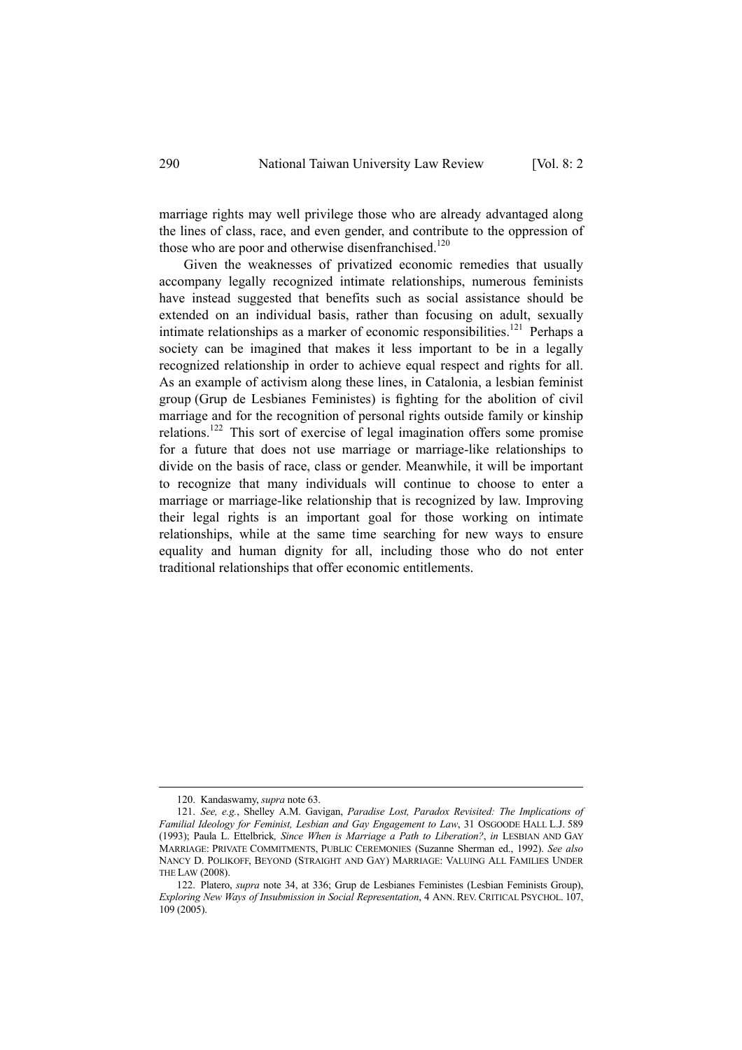marriage rights may well privilege those who are already advantaged along the lines of class, race, and even gender, and contribute to the oppression of those who are poor and otherwise disenfranchised.[120]

Given the weaknesses of privatized economic remedies that usually accompany legally recognized intimate relationships, numerous feminists have instead suggested that benefits such as social assistance should be extended on an individual basis, rather than focusing on adult, sexually intimate relationships as a marker of economic responsibilities.[121] Perhaps a society can be imagined that makes it less important to be in a legally recognized relationship in order to achieve equal respect and rights for all. As an example of activism along these lines, in Catalonia, a lesbian feminist group (Grup de Lesbianes Feministes) is fighting for the abolition of civil marriage and for the recognition of personal rights outside family or kinship relations.[122] This sort of exercise of legal imagination offers some promise for a future that does not use marriage or marriage-like relationships to divide on the basis of race, class or gender. Meanwhile, it will be important to recognize that many individuals will continue to choose to enter a marriage or marriage-like relationship that is recognized by law. Improving their legal rights is an important goal for those working on intimate relationships, while at the same time searching for new ways to ensure equality and human dignity for all, including those who do not enter traditional relationships that offer economic entitlements.

---

120. Kandaswamy, *supra* note 63.

121. *See, e.g.*, Shelley A.M. Gavigan, *Paradise Lost, Paradox Revisited: The Implications of Familial Ideology for Feminist, Lesbian and Gay Engagement to Law*, 31 OSGOODE HALL L.J. 589 (1993); Paula L. Ettelbrick, *Since When is Marriage a Path to Liberation?*, *in* LESBIAN AND GAY MARRIAGE: PRIVATE COMMITMENTS, PUBLIC CEREMONIES (Suzanne Sherman ed., 1992). *See also* NANCY D. POLIKOFF, BEYOND (STRAIGHT AND GAY) MARRIAGE: VALUING ALL FAMILIES UNDER THE LAW (2008).

122. Platero, *supra* note 34, at 336; Grup de Lesbianes Feministes (Lesbian Feminists Group), *Exploring New Ways of Insubmission in Social Representation*, 4 ANN. REV. CRITICAL PSYCHOL. 107, 109 (2005).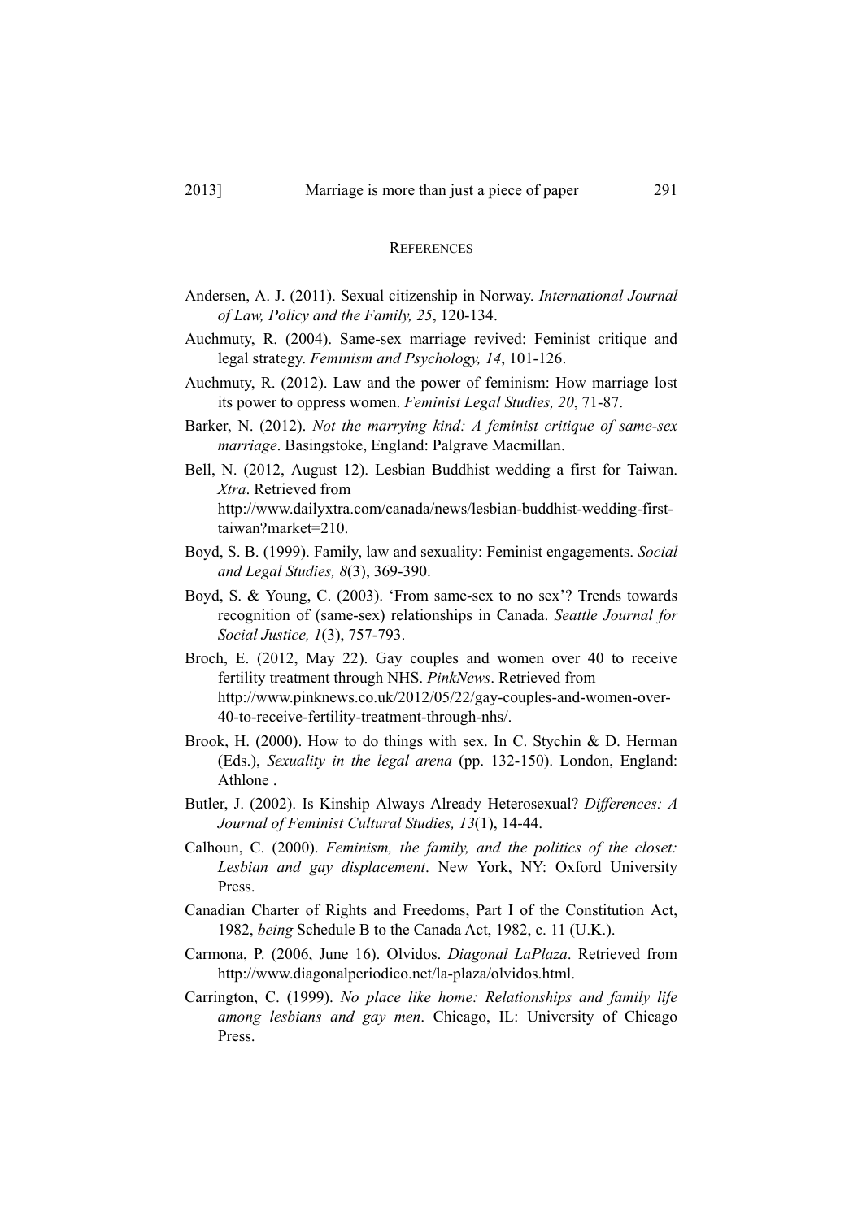## References

Andersen, A. J. (2011). Sexual citizenship in Norway. *International Journal of Law, Policy and the Family, 25*, 120-134.

Auchmuty, R. (2004). Same-sex marriage revived: Feminist critique and legal strategy. *Feminism and Psychology, 14*, 101-126.

Auchmuty, R. (2012). Law and the power of feminism: How marriage lost its power to oppress women. *Feminist Legal Studies, 20*, 71-87.

Barker, N. (2012). *Not the marrying kind: A feminist critique of same-sex marriage*. Basingstoke, England: Palgrave Macmillan.

Bell, N. (2012, August 12). Lesbian Buddhist wedding a first for Taiwan. *Xtra*. Retrieved from http://www.dailyxtra.com/canada/news/lesbian-buddhist-wedding-first-taiwan?market=210.

Boyd, S. B. (1999). Family, law and sexuality: Feminist engagements. *Social and Legal Studies, 8*(3), 369-390.

Boyd, S. & Young, C. (2003). 'From same-sex to no sex'? Trends towards recognition of (same-sex) relationships in Canada. *Seattle Journal for Social Justice, 1*(3), 757-793.

Broch, E. (2012, May 22). Gay couples and women over 40 to receive fertility treatment through NHS. *PinkNews*. Retrieved from http://www.pinknews.co.uk/2012/05/22/gay-couples-and-women-over-40-to-receive-fertility-treatment-through-nhs/.

Brook, H. (2000). How to do things with sex. In C. Stychin & D. Herman (Eds.), *Sexuality in the legal arena* (pp. 132-150). London, England: Athlone .

Butler, J. (2002). Is Kinship Always Already Heterosexual? *Differences: A Journal of Feminist Cultural Studies, 13*(1), 14-44.

Calhoun, C. (2000). *Feminism, the family, and the politics of the closet: Lesbian and gay displacement*. New York, NY: Oxford University Press.

Canadian Charter of Rights and Freedoms, Part I of the Constitution Act, 1982, *being* Schedule B to the Canada Act, 1982, c. 11 (U.K.).

Carmona, P. (2006, June 16). Olvidos. *Diagonal LaPlaza*. Retrieved from http://www.diagonalperiodico.net/la-plaza/olvidos.html.

Carrington, C. (1999). *No place like home: Relationships and family life among lesbians and gay men*. Chicago, IL: University of Chicago Press.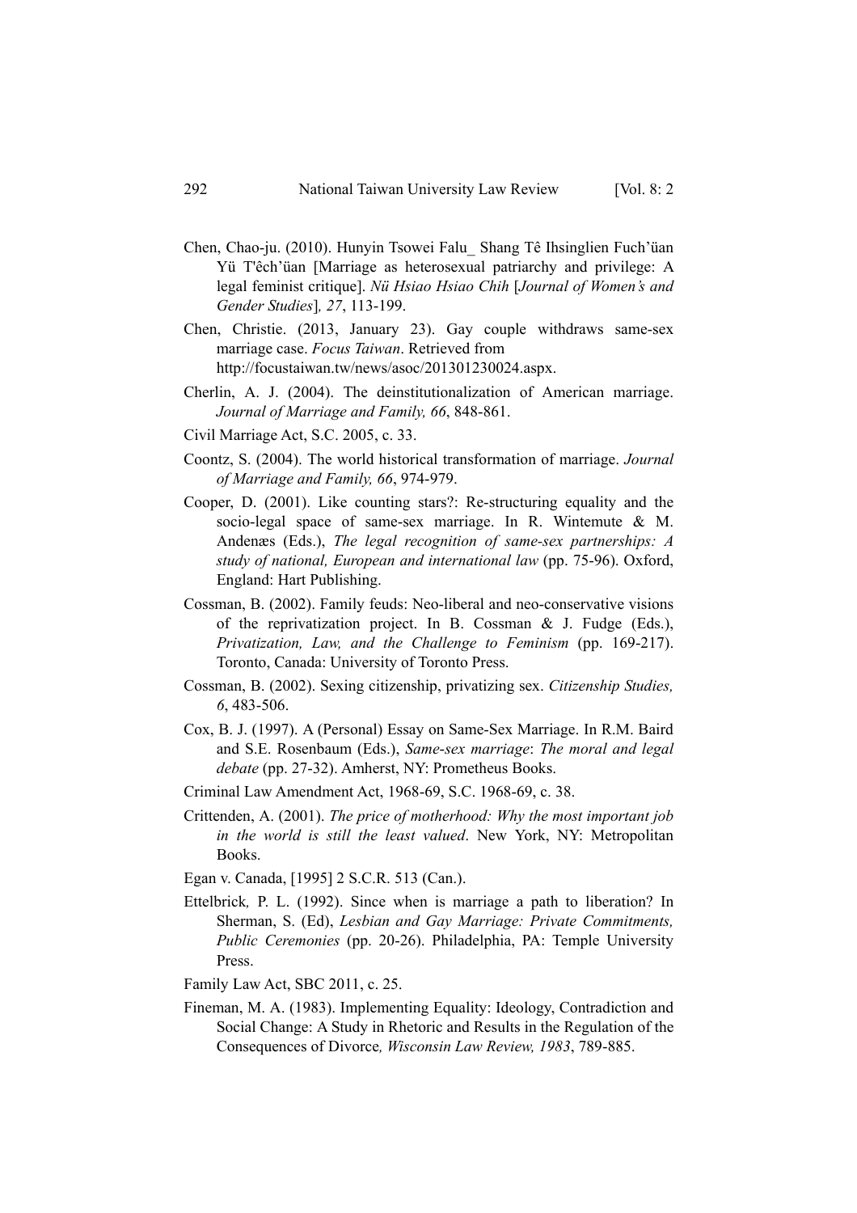Chen, Chao-ju. (2010). Hunyin Tsowei Falu_ Shang Tê Ihsinglien Fuch'üan Yü T'êch'üan [Marriage as heterosexual patriarchy and privilege: A legal feminist critique]. *Nü Hsiao Hsiao Chih* [*Journal of Women's and Gender Studies*]*, 27*, 113-199.

Chen, Christie. (2013, January 23). Gay couple withdraws same-sex marriage case. *Focus Taiwan*. Retrieved from http://focustaiwan.tw/news/asoc/201301230024.aspx.

Cherlin, A. J. (2004). The deinstitutionalization of American marriage. *Journal of Marriage and Family, 66*, 848-861.

Civil Marriage Act, S.C. 2005, c. 33.

Coontz, S. (2004). The world historical transformation of marriage. *Journal of Marriage and Family, 66*, 974-979.

Cooper, D. (2001). Like counting stars?: Re-structuring equality and the socio-legal space of same-sex marriage. In R. Wintemute & M. Andenæs (Eds.), *The legal recognition of same-sex partnerships: A study of national, European and international law* (pp. 75-96). Oxford, England: Hart Publishing.

Cossman, B. (2002). Family feuds: Neo-liberal and neo-conservative visions of the reprivatization project. In B. Cossman & J. Fudge (Eds.), *Privatization, Law, and the Challenge to Feminism* (pp. 169-217). Toronto, Canada: University of Toronto Press.

Cossman, B. (2002). Sexing citizenship, privatizing sex. *Citizenship Studies, 6*, 483-506.

Cox, B. J. (1997). A (Personal) Essay on Same-Sex Marriage. In R.M. Baird and S.E. Rosenbaum (Eds.), *Same-sex marriage*: *The moral and legal debate* (pp. 27-32). Amherst, NY: Prometheus Books.

Criminal Law Amendment Act, 1968-69, S.C. 1968-69, c. 38.

Crittenden, A. (2001). *The price of motherhood: Why the most important job in the world is still the least valued*. New York, NY: Metropolitan Books.

Egan v. Canada, [1995] 2 S.C.R. 513 (Can.).

Ettelbrick, P. L. (1992). Since when is marriage a path to liberation? In Sherman, S. (Ed), *Lesbian and Gay Marriage: Private Commitments, Public Ceremonies* (pp. 20-26). Philadelphia, PA: Temple University Press.

Family Law Act, SBC 2011, c. 25.

Fineman, M. A. (1983). Implementing Equality: Ideology, Contradiction and Social Change: A Study in Rhetoric and Results in the Regulation of the Consequences of Divorce*, Wisconsin Law Review, 1983*, 789-885.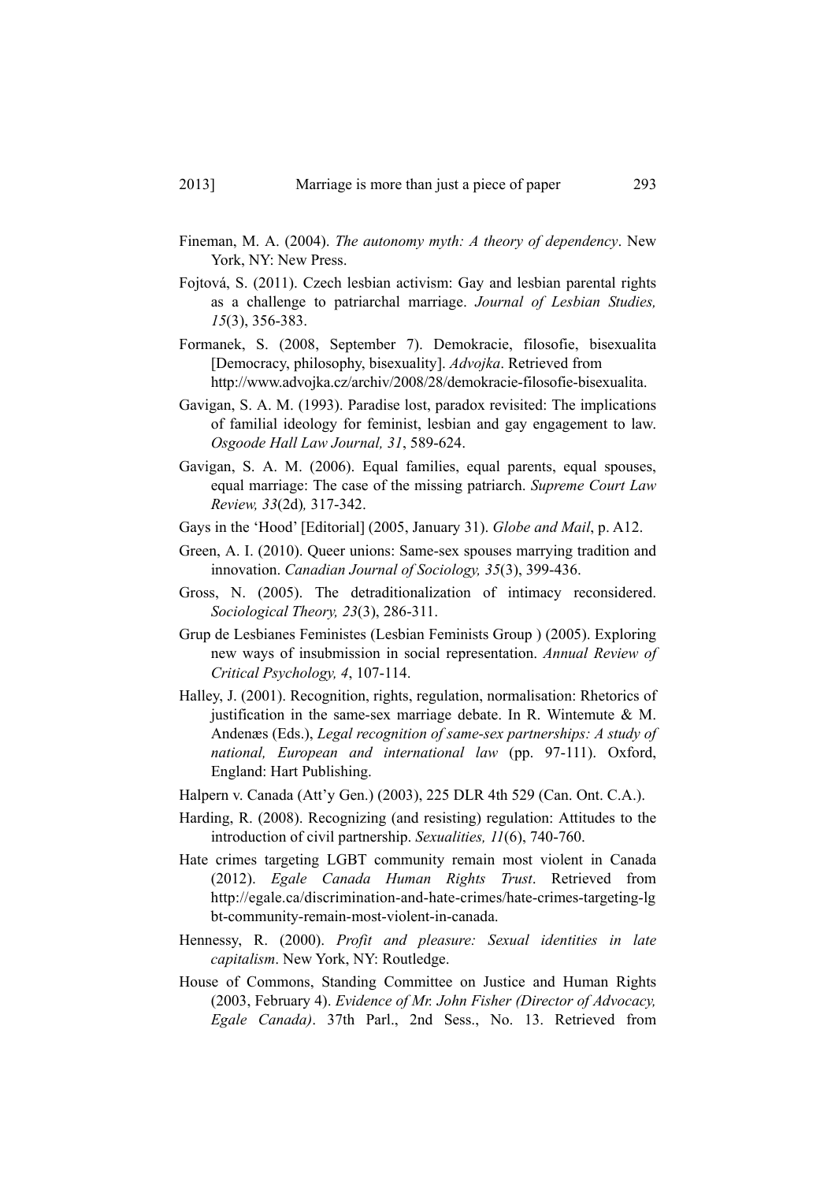Fineman, M. A. (2004). *The autonomy myth: A theory of dependency*. New York, NY: New Press.

Fojtová, S. (2011). Czech lesbian activism: Gay and lesbian parental rights as a challenge to patriarchal marriage. *Journal of Lesbian Studies, 15*(3), 356-383.

Formanek, S. (2008, September 7). Demokracie, filosofie, bisexualita [Democracy, philosophy, bisexuality]. *Advojka*. Retrieved from http://www.advojka.cz/archiv/2008/28/demokracie-filosofie-bisexualita.

Gavigan, S. A. M. (1993). Paradise lost, paradox revisited: The implications of familial ideology for feminist, lesbian and gay engagement to law. *Osgoode Hall Law Journal, 31*, 589-624.

Gavigan, S. A. M. (2006). Equal families, equal parents, equal spouses, equal marriage: The case of the missing patriarch. *Supreme Court Law Review, 33*(2d)*,* 317-342.

Gays in the 'Hood' [Editorial] (2005, January 31). *Globe and Mail*, p. A12.

Green, A. I. (2010). Queer unions: Same-sex spouses marrying tradition and innovation. *Canadian Journal of Sociology, 35*(3), 399-436.

Gross, N. (2005). The detraditionalization of intimacy reconsidered. *Sociological Theory, 23*(3), 286-311.

Grup de Lesbianes Feministes (Lesbian Feminists Group ) (2005). Exploring new ways of insubmission in social representation. *Annual Review of Critical Psychology, 4*, 107-114.

Halley, J. (2001). Recognition, rights, regulation, normalisation: Rhetorics of justification in the same-sex marriage debate. In R. Wintemute & M. Andenæs (Eds.), *Legal recognition of same-sex partnerships: A study of national, European and international law* (pp. 97-111). Oxford, England: Hart Publishing.

Halpern v. Canada (Att'y Gen.) (2003), 225 DLR 4th 529 (Can. Ont. C.A.).

Harding, R. (2008). Recognizing (and resisting) regulation: Attitudes to the introduction of civil partnership. *Sexualities, 11*(6), 740-760.

Hate crimes targeting LGBT community remain most violent in Canada (2012). *Egale Canada Human Rights Trust*. Retrieved from http://egale.ca/discrimination-and-hate-crimes/hate-crimes-targeting-lgbt-community-remain-most-violent-in-canada.

Hennessy, R. (2000). *Profit and pleasure: Sexual identities in late capitalism*. New York, NY: Routledge.

House of Commons, Standing Committee on Justice and Human Rights (2003, February 4). *Evidence of Mr. John Fisher (Director of Advocacy, Egale Canada)*. 37th Parl., 2nd Sess., No. 13. Retrieved from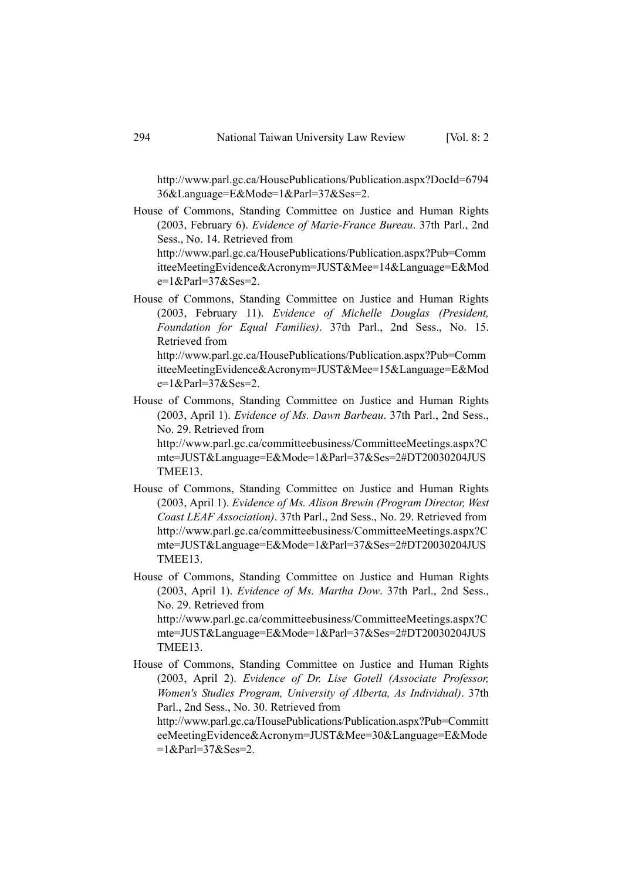http://www.parl.gc.ca/HousePublications/Publication.aspx?DocId=679436&Language=E&Mode=1&Parl=37&Ses=2.

House of Commons, Standing Committee on Justice and Human Rights (2003, February 6). *Evidence of Marie-France Bureau*. 37th Parl., 2nd Sess., No. 14. Retrieved from http://www.parl.gc.ca/HousePublications/Publication.aspx?Pub=CommitteeMeetingEvidence&Acronym=JUST&Mee=14&Language=E&Mode=1&Parl=37&Ses=2.

House of Commons, Standing Committee on Justice and Human Rights (2003, February 11). *Evidence of Michelle Douglas (President, Foundation for Equal Families)*. 37th Parl., 2nd Sess., No. 15. Retrieved from http://www.parl.gc.ca/HousePublications/Publication.aspx?Pub=CommitteeMeetingEvidence&Acronym=JUST&Mee=15&Language=E&Mode=1&Parl=37&Ses=2.

House of Commons, Standing Committee on Justice and Human Rights (2003, April 1). *Evidence of Ms. Dawn Barbeau*. 37th Parl., 2nd Sess., No. 29. Retrieved from http://www.parl.gc.ca/committeebusiness/CommitteeMeetings.aspx?Cmte=JUST&Language=E&Mode=1&Parl=37&Ses=2#DT20030204JUSTMEE13.

House of Commons, Standing Committee on Justice and Human Rights (2003, April 1). *Evidence of Ms. Alison Brewin (Program Director, West Coast LEAF Association)*. 37th Parl., 2nd Sess., No. 29. Retrieved from http://www.parl.gc.ca/committeebusiness/CommitteeMeetings.aspx?Cmte=JUST&Language=E&Mode=1&Parl=37&Ses=2#DT20030204JUSTMEE13.

House of Commons, Standing Committee on Justice and Human Rights (2003, April 1). *Evidence of Ms. Martha Dow*. 37th Parl., 2nd Sess., No. 29. Retrieved from http://www.parl.gc.ca/committeebusiness/CommitteeMeetings.aspx?Cmte=JUST&Language=E&Mode=1&Parl=37&Ses=2#DT20030204JUSTMEE13.

House of Commons, Standing Committee on Justice and Human Rights (2003, April 2). *Evidence of Dr. Lise Gotell (Associate Professor, Women's Studies Program, University of Alberta, As Individual)*. 37th Parl., 2nd Sess., No. 30. Retrieved from http://www.parl.gc.ca/HousePublications/Publication.aspx?Pub=CommitteeMeetingEvidence&Acronym=JUST&Mee=30&Language=E&Mode=1&Parl=37&Ses=2.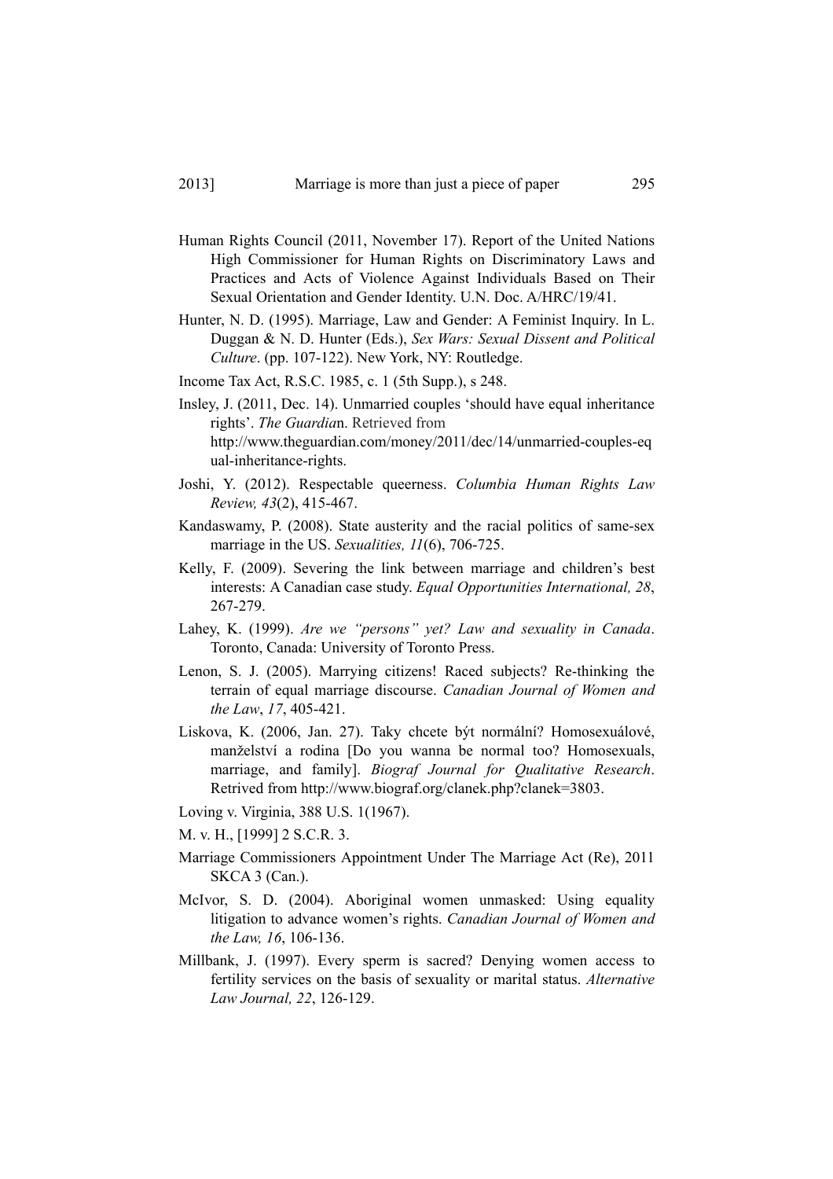Human Rights Council (2011, November 17). Report of the United Nations High Commissioner for Human Rights on Discriminatory Laws and Practices and Acts of Violence Against Individuals Based on Their Sexual Orientation and Gender Identity. U.N. Doc. A/HRC/19/41.

Hunter, N. D. (1995). Marriage, Law and Gender: A Feminist Inquiry. In L. Duggan & N. D. Hunter (Eds.), *Sex Wars: Sexual Dissent and Political Culture*. (pp. 107-122). New York, NY: Routledge.

Income Tax Act, R.S.C. 1985, c. 1 (5th Supp.), s 248.

Insley, J. (2011, Dec. 14). Unmarried couples 'should have equal inheritance rights'. *The Guardia*n. Retrieved from http://www.theguardian.com/money/2011/dec/14/unmarried-couples-equal-inheritance-rights.

Joshi, Y. (2012). Respectable queerness. *Columbia Human Rights Law Review, 43*(2), 415-467.

Kandaswamy, P. (2008). State austerity and the racial politics of same-sex marriage in the US. *Sexualities, 11*(6), 706-725.

Kelly, F. (2009). Severing the link between marriage and children's best interests: A Canadian case study. *Equal Opportunities International, 28*, 267-279.

Lahey, K. (1999). *Are we "persons" yet? Law and sexuality in Canada*. Toronto, Canada: University of Toronto Press.

Lenon, S. J. (2005). Marrying citizens! Raced subjects? Re-thinking the terrain of equal marriage discourse. *Canadian Journal of Women and the Law*, *17*, 405-421.

Liskova, K. (2006, Jan. 27). Taky chcete být normální? Homosexuálové, manželství a rodina [Do you wanna be normal too? Homosexuals, marriage, and family]. *Biograf Journal for Qualitative Research*. Retrived from http://www.biograf.org/clanek.php?clanek=3803.

Loving v. Virginia, 388 U.S. 1(1967).

M. v. H., [1999] 2 S.C.R. 3.

Marriage Commissioners Appointment Under The Marriage Act (Re), 2011 SKCA 3 (Can.).

McIvor, S. D. (2004). Aboriginal women unmasked: Using equality litigation to advance women's rights. *Canadian Journal of Women and the Law, 16*, 106-136.

Millbank, J. (1997). Every sperm is sacred? Denying women access to fertility services on the basis of sexuality or marital status. *Alternative Law Journal, 22*, 126-129.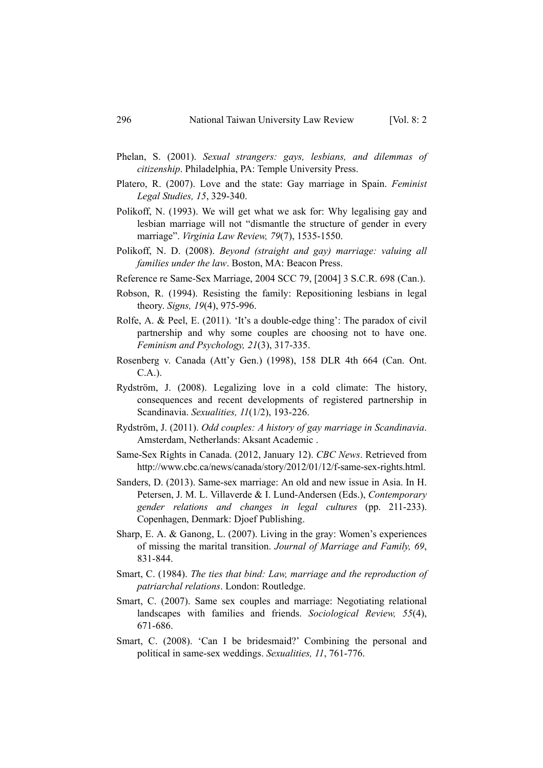Phelan, S. (2001). *Sexual strangers: gays, lesbians, and dilemmas of citizenship*. Philadelphia, PA: Temple University Press.

Platero, R. (2007). Love and the state: Gay marriage in Spain. *Feminist Legal Studies, 15*, 329-340.

Polikoff, N. (1993). We will get what we ask for: Why legalising gay and lesbian marriage will not "dismantle the structure of gender in every marriage". *Virginia Law Review, 79*(7), 1535-1550.

Polikoff, N. D. (2008). *Beyond (straight and gay) marriage: valuing all families under the law*. Boston, MA: Beacon Press.

Reference re Same-Sex Marriage, 2004 SCC 79, [2004] 3 S.C.R. 698 (Can.).

Robson, R. (1994). Resisting the family: Repositioning lesbians in legal theory. *Signs, 19*(4), 975-996.

Rolfe, A. & Peel, E. (2011). 'It's a double-edge thing': The paradox of civil partnership and why some couples are choosing not to have one. *Feminism and Psychology, 21*(3), 317-335.

Rosenberg v. Canada (Att'y Gen.) (1998), 158 DLR 4th 664 (Can. Ont. C.A.).

Rydström, J. (2008). Legalizing love in a cold climate: The history, consequences and recent developments of registered partnership in Scandinavia. *Sexualities, 11*(1/2), 193-226.

Rydström, J. (2011). *Odd couples: A history of gay marriage in Scandinavia*. Amsterdam, Netherlands: Aksant Academic .

Same-Sex Rights in Canada. (2012, January 12). *CBC News*. Retrieved from http://www.cbc.ca/news/canada/story/2012/01/12/f-same-sex-rights.html.

Sanders, D. (2013). Same-sex marriage: An old and new issue in Asia. In H. Petersen, J. M. L. Villaverde & I. Lund-Andersen (Eds.), *Contemporary gender relations and changes in legal cultures* (pp. 211-233). Copenhagen, Denmark: Djoef Publishing.

Sharp, E. A. & Ganong, L. (2007). Living in the gray: Women's experiences of missing the marital transition. *Journal of Marriage and Family, 69*, 831-844.

Smart, C. (1984). *The ties that bind: Law, marriage and the reproduction of patriarchal relations*. London: Routledge.

Smart, C. (2007). Same sex couples and marriage: Negotiating relational landscapes with families and friends. *Sociological Review, 55*(4), 671-686.

Smart, C. (2008). 'Can I be bridesmaid?' Combining the personal and political in same-sex weddings. *Sexualities, 11*, 761-776.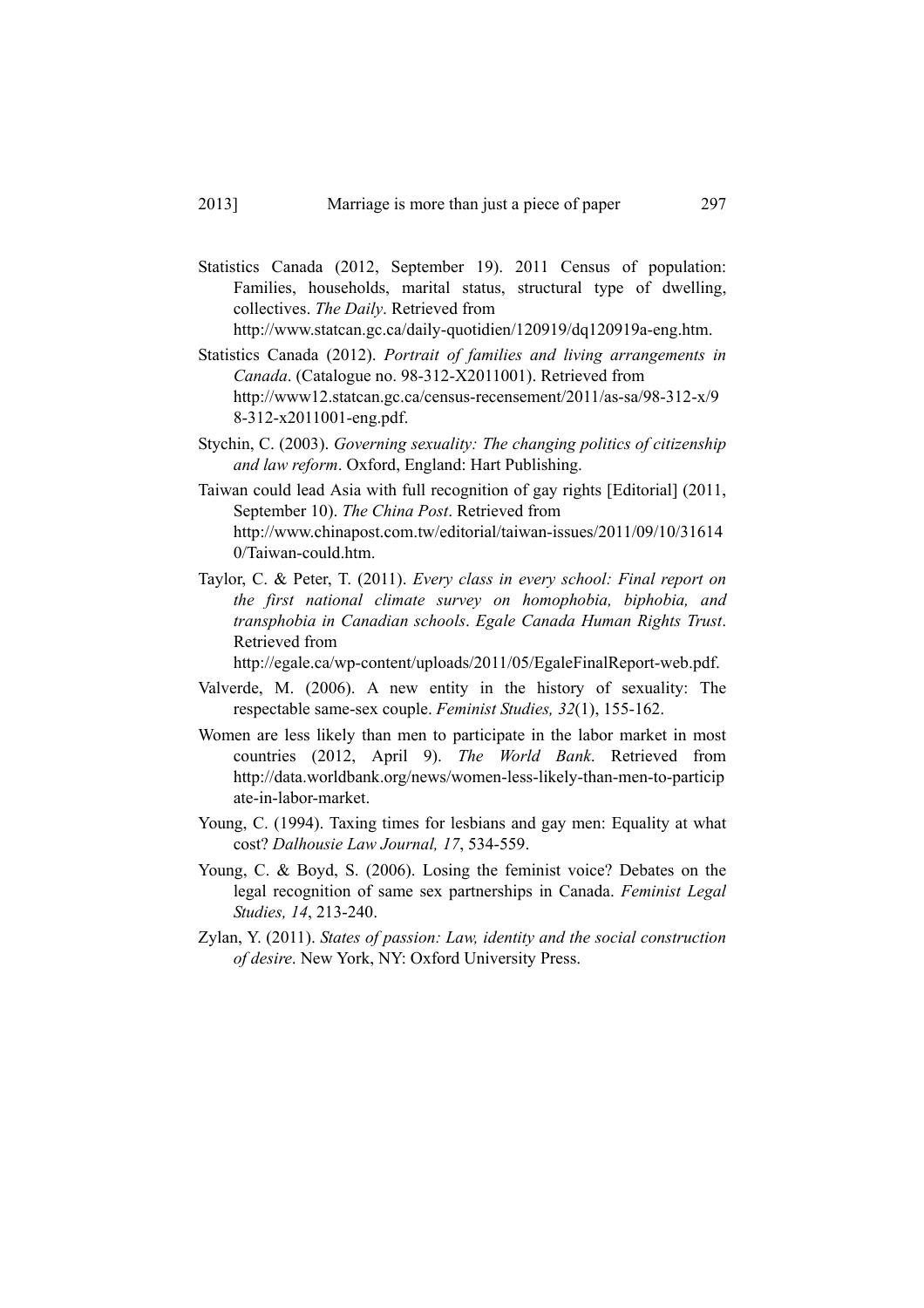Statistics Canada (2012, September 19). 2011 Census of population: Families, households, marital status, structural type of dwelling, collectives. *The Daily*. Retrieved from http://www.statcan.gc.ca/daily-quotidien/120919/dq120919a-eng.htm.

Statistics Canada (2012). *Portrait of families and living arrangements in Canada*. (Catalogue no. 98-312-X2011001). Retrieved from http://www12.statcan.gc.ca/census-recensement/2011/as-sa/98-312-x/98-312-x2011001-eng.pdf.

Stychin, C. (2003). *Governing sexuality: The changing politics of citizenship and law reform*. Oxford, England: Hart Publishing.

Taiwan could lead Asia with full recognition of gay rights [Editorial] (2011, September 10). *The China Post*. Retrieved from http://www.chinapost.com.tw/editorial/taiwan-issues/2011/09/10/316140/Taiwan-could.htm.

Taylor, C. & Peter, T. (2011). *Every class in every school: Final report on the first national climate survey on homophobia, biphobia, and transphobia in Canadian schools*. *Egale Canada Human Rights Trust*. Retrieved from http://egale.ca/wp-content/uploads/2011/05/EgaleFinalReport-web.pdf.

Valverde, M. (2006). A new entity in the history of sexuality: The respectable same-sex couple. *Feminist Studies, 32*(1), 155-162.

Women are less likely than men to participate in the labor market in most countries (2012, April 9). *The World Bank*. Retrieved from http://data.worldbank.org/news/women-less-likely-than-men-to-participate-in-labor-market.

Young, C. (1994). Taxing times for lesbians and gay men: Equality at what cost? *Dalhousie Law Journal, 17*, 534-559.

Young, C. & Boyd, S. (2006). Losing the feminist voice? Debates on the legal recognition of same sex partnerships in Canada. *Feminist Legal Studies, 14*, 213-240.

Zylan, Y. (2011). *States of passion: Law, identity and the social construction of desire*. New York, NY: Oxford University Press.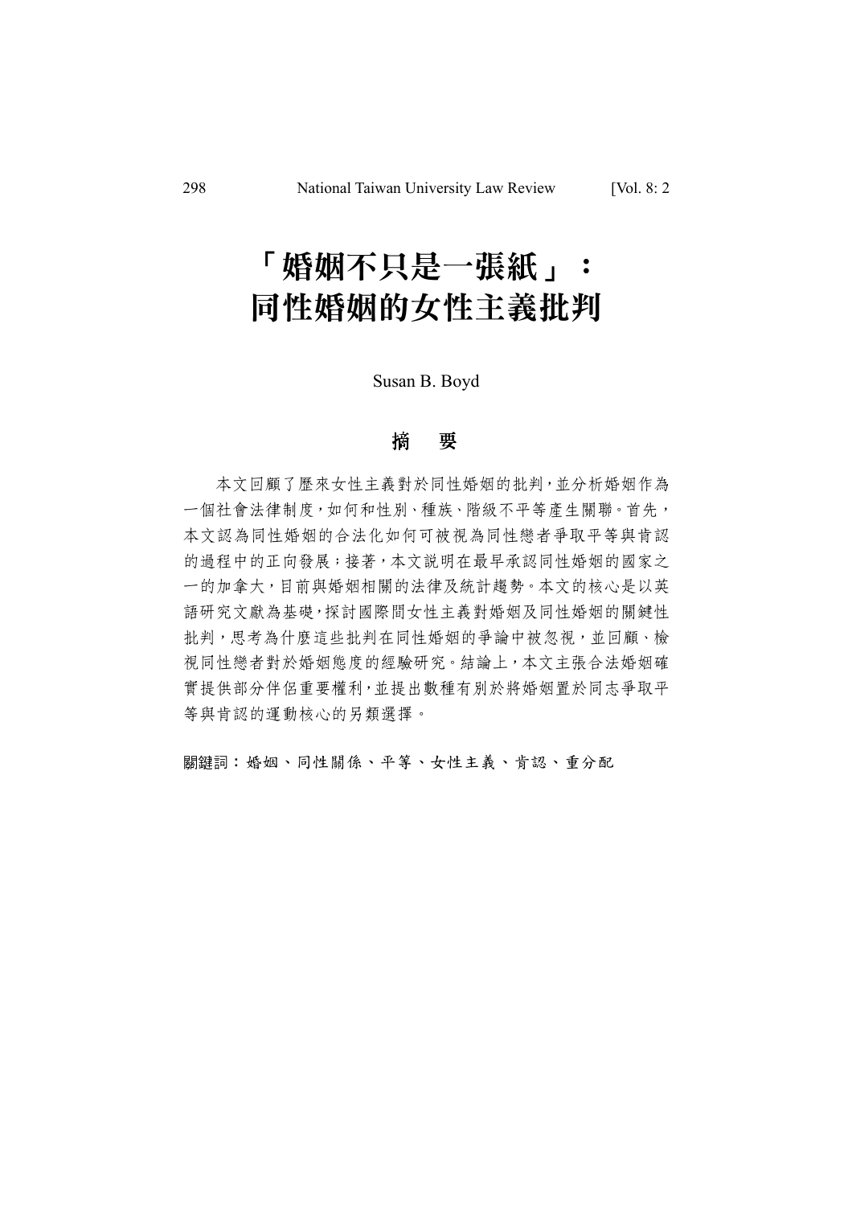# 「婚姻不只是一張紙」：同性婚姻的女性主義批判

Susan B. Boyd

## 摘　要

本文回顧了歷來女性主義對於同性婚姻的批判，並分析婚姻作為一個社會法律制度，如何和性別、種族、階級不平等產生關聯。首先，本文認為同性婚姻的合法化如何可被視為同性戀者爭取平等與肯認的過程中的正向發展；接著，本文說明在最早承認同性婚姻的國家之一的加拿大，目前與婚姻相關的法律及統計趨勢。本文的核心是以英語研究文獻為基礎，探討國際間女性主義對婚姻及同性婚姻的關鍵性批判，思考為什麼這些批判在同性婚姻的爭論中被忽視，並回顧、檢視同性戀者對於婚姻態度的經驗研究。結論上，本文主張合法婚姻確實提供部分伴侶重要權利，並提出數種有別於將婚姻置於同志爭取平等與肯認的運動核心的另類選擇。

關鍵詞：婚姻、同性關係、平等、女性主義、肯認、重分配